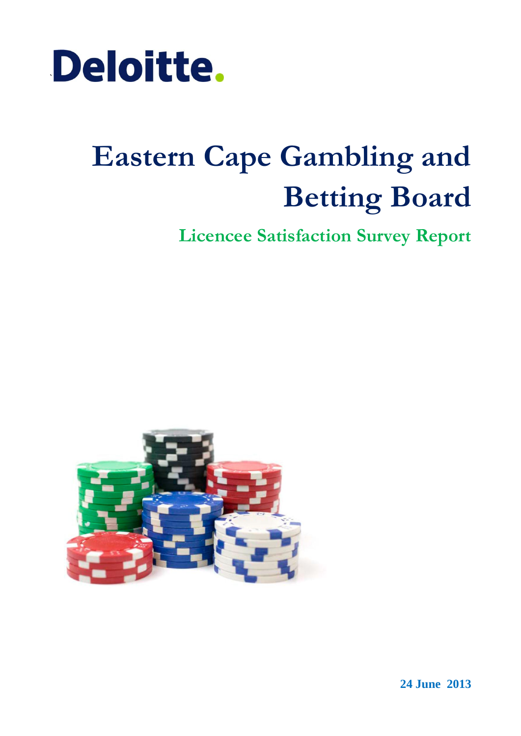Deloitte.

# Eastern Cape Gambling and Betting Board

## Licencee Satisfaction Survey Report

**24 June 2013**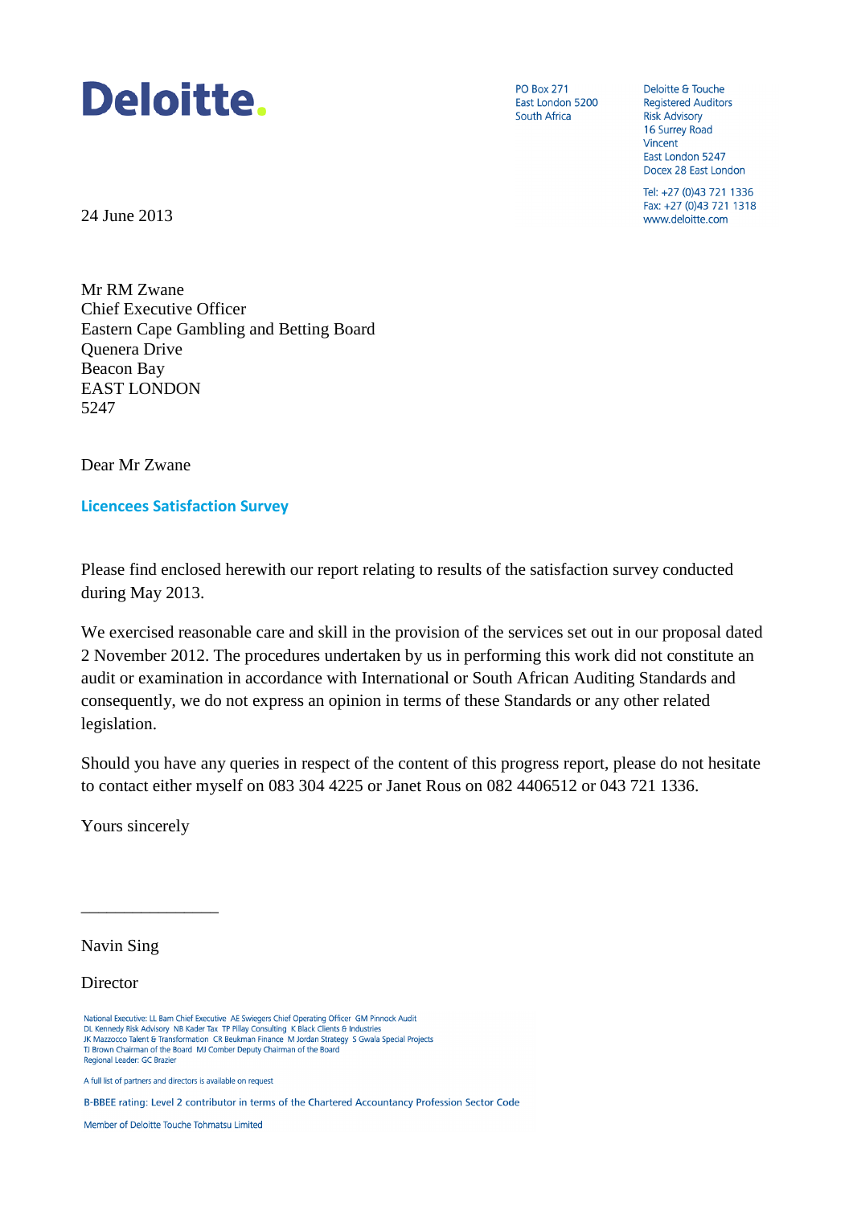# Deloitte.

PO Box 271
East London 5200
South Africa

Deloitte & Touche
Registered Auditors
Risk Advisory
16 Surrey Road
Vincent
East London 5247
Docex 28 East London

Tel: +27 (0)43 721 1336
Fax: +27 (0)43 721 1318
www.deloitte.com

24 June 2013

Mr RM Zwane
Chief Executive Officer
Eastern Cape Gambling and Betting Board
Quenera Drive
Beacon Bay
EAST LONDON
5247

Dear Mr Zwane

**Licencees Satisfaction Survey**

Please find enclosed herewith our report relating to results of the satisfaction survey conducted during May 2013.

We exercised reasonable care and skill in the provision of the services set out in our proposal dated 2 November 2012. The procedures undertaken by us in performing this work did not constitute an audit or examination in accordance with International or South African Auditing Standards and consequently, we do not express an opinion in terms of these Standards or any other related legislation.

Should you have any queries in respect of the content of this progress report, please do not hesitate to contact either myself on 083 304 4225 or Janet Rous on 082 4406512 or 043 721 1336.

Yours sincerely

\_\_\_\_\_\_\_\_\_\_\_\_\_\_\_\_

Navin Sing

Director

National Executive: LL Bam Chief Executive AE Swiegers Chief Operating Officer GM Pinnock Audit
DL Kennedy Risk Advisory NB Kader Tax TP Pillay Consulting K Black Clients & Industries
JK Mazzocco Talent & Transformation CR Beukman Finance M Jordan Strategy S Gwala Special Projects
TJ Brown Chairman of the Board MJ Comber Deputy Chairman of the Board
Regional Leader: GC Brazier

A full list of partners and directors is available on request

B-BBEE rating: Level 2 contributor in terms of the Chartered Accountancy Profession Sector Code

Member of Deloitte Touche Tohmatsu Limited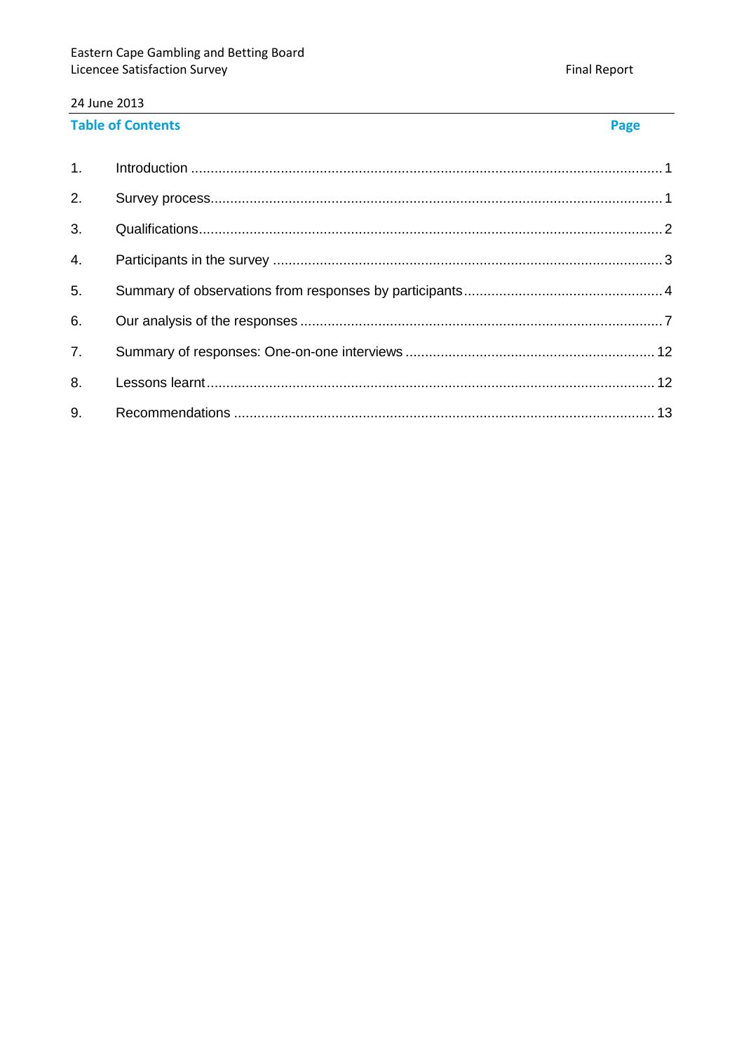24 June 2013

## Table of Contents

| | | Page |
|---|---|---|
| 1. | Introduction | 1 |
| 2. | Survey process | 1 |
| 3. | Qualifications | 2 |
| 4. | Participants in the survey | 3 |
| 5. | Summary of observations from responses by participants | 4 |
| 6. | Our analysis of the responses | 7 |
| 7. | Summary of responses: One-on-one interviews | 12 |
| 8. | Lessons learnt | 12 |
| 9. | Recommendations | 13 |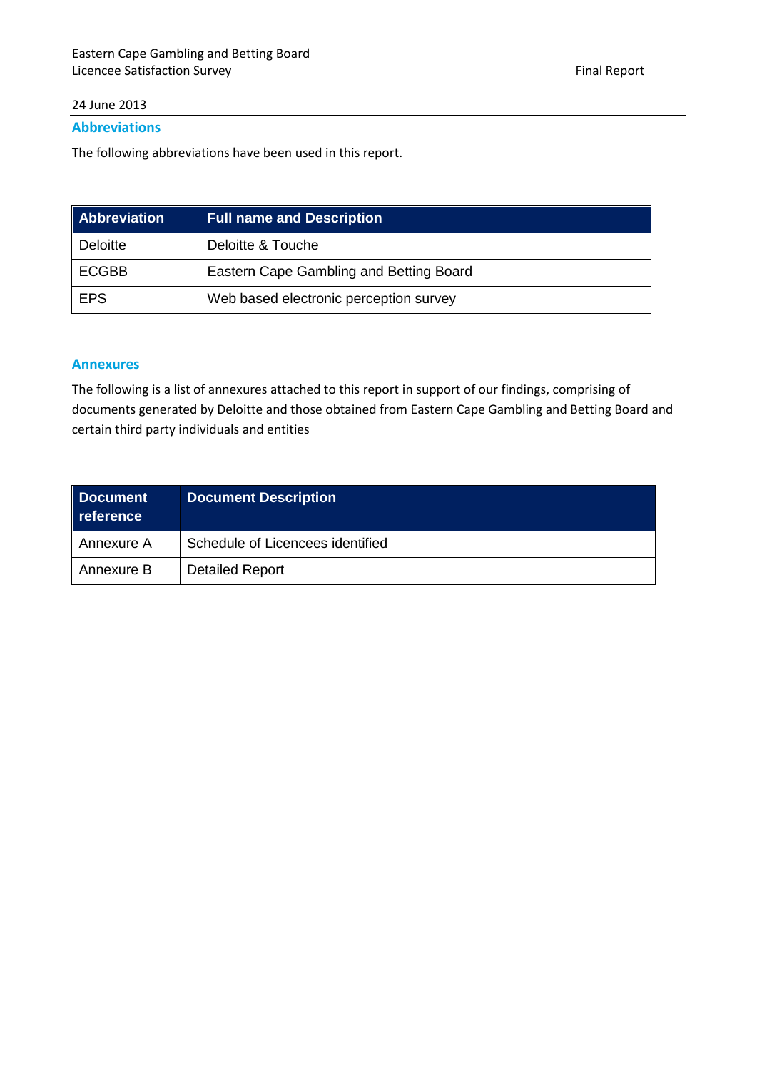24 June 2013

## Abbreviations

The following abbreviations have been used in this report.

| Abbreviation | Full name and Description |
|---|---|
| Deloitte | Deloitte & Touche |
| ECGBB | Eastern Cape Gambling and Betting Board |
| EPS | Web based electronic perception survey |

## Annexures

The following is a list of annexures attached to this report in support of our findings, comprising of documents generated by Deloitte and those obtained from Eastern Cape Gambling and Betting Board and certain third party individuals and entities

| Document reference | Document Description |
|---|---|
| Annexure A | Schedule of Licencees identified |
| Annexure B | Detailed Report |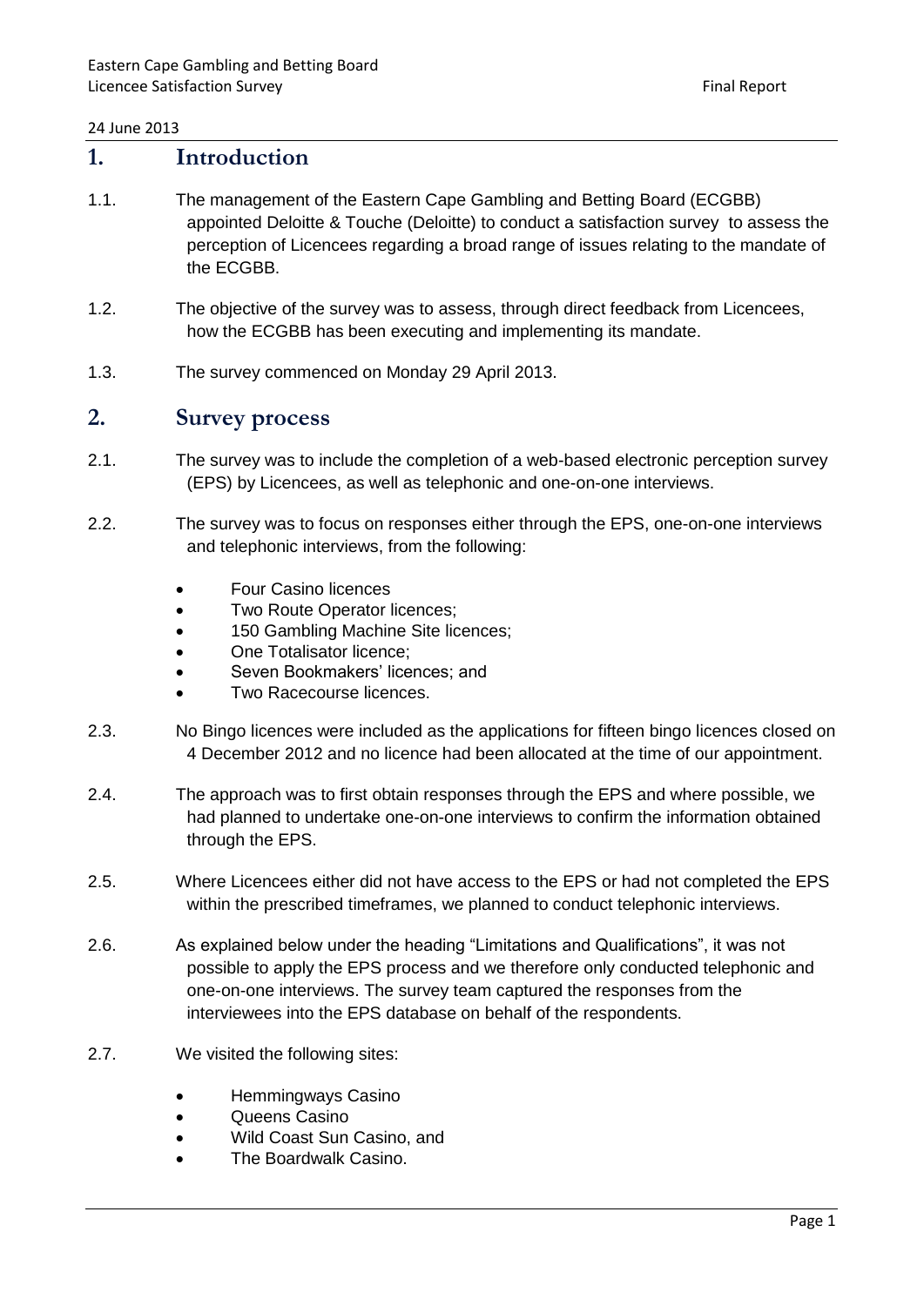24 June 2013

# 1. Introduction

1.1. The management of the Eastern Cape Gambling and Betting Board (ECGBB) appointed Deloitte & Touche (Deloitte) to conduct a satisfaction survey to assess the perception of Licencees regarding a broad range of issues relating to the mandate of the ECGBB.

1.2. The objective of the survey was to assess, through direct feedback from Licencees, how the ECGBB has been executing and implementing its mandate.

1.3. The survey commenced on Monday 29 April 2013.

# 2. Survey process

2.1. The survey was to include the completion of a web-based electronic perception survey (EPS) by Licencees, as well as telephonic and one-on-one interviews.

2.2. The survey was to focus on responses either through the EPS, one-on-one interviews and telephonic interviews, from the following:

- Four Casino licences
- Two Route Operator licences;
- 150 Gambling Machine Site licences;
- One Totalisator licence;
- Seven Bookmakers' licences; and
- Two Racecourse licences.

2.3. No Bingo licences were included as the applications for fifteen bingo licences closed on 4 December 2012 and no licence had been allocated at the time of our appointment.

2.4. The approach was to first obtain responses through the EPS and where possible, we had planned to undertake one-on-one interviews to confirm the information obtained through the EPS.

2.5. Where Licencees either did not have access to the EPS or had not completed the EPS within the prescribed timeframes, we planned to conduct telephonic interviews.

2.6. As explained below under the heading "Limitations and Qualifications", it was not possible to apply the EPS process and we therefore only conducted telephonic and one-on-one interviews. The survey team captured the responses from the interviewees into the EPS database on behalf of the respondents.

2.7. We visited the following sites:

- Hemmingways Casino
- Queens Casino
- Wild Coast Sun Casino, and
- The Boardwalk Casino.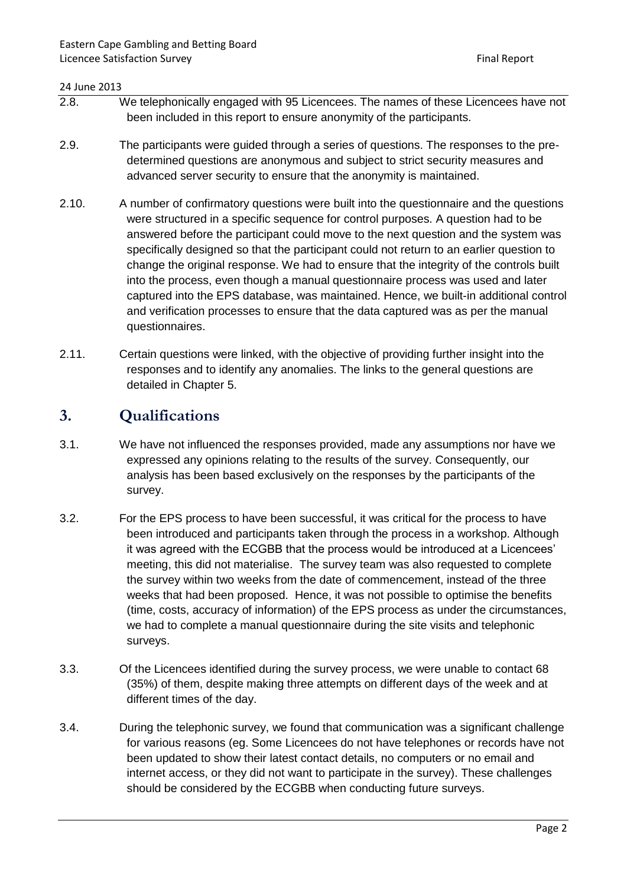2.8. We telephonically engaged with 95 Licencees. The names of these Licencees have not been included in this report to ensure anonymity of the participants.

2.9. The participants were guided through a series of questions. The responses to the pre-determined questions are anonymous and subject to strict security measures and advanced server security to ensure that the anonymity is maintained.

2.10. A number of confirmatory questions were built into the questionnaire and the questions were structured in a specific sequence for control purposes. A question had to be answered before the participant could move to the next question and the system was specifically designed so that the participant could not return to an earlier question to change the original response. We had to ensure that the integrity of the controls built into the process, even though a manual questionnaire process was used and later captured into the EPS database, was maintained. Hence, we built-in additional control and verification processes to ensure that the data captured was as per the manual questionnaires.

2.11. Certain questions were linked, with the objective of providing further insight into the responses and to identify any anomalies. The links to the general questions are detailed in Chapter 5.

# 3. Qualifications

3.1. We have not influenced the responses provided, made any assumptions nor have we expressed any opinions relating to the results of the survey. Consequently, our analysis has been based exclusively on the responses by the participants of the survey.

3.2. For the EPS process to have been successful, it was critical for the process to have been introduced and participants taken through the process in a workshop. Although it was agreed with the ECGBB that the process would be introduced at a Licencees' meeting, this did not materialise. The survey team was also requested to complete the survey within two weeks from the date of commencement, instead of the three weeks that had been proposed. Hence, it was not possible to optimise the benefits (time, costs, accuracy of information) of the EPS process as under the circumstances, we had to complete a manual questionnaire during the site visits and telephonic surveys.

3.3. Of the Licencees identified during the survey process, we were unable to contact 68 (35%) of them, despite making three attempts on different days of the week and at different times of the day.

3.4. During the telephonic survey, we found that communication was a significant challenge for various reasons (eg. Some Licencees do not have telephones or records have not been updated to show their latest contact details, no computers or no email and internet access, or they did not want to participate in the survey). These challenges should be considered by the ECGBB when conducting future surveys.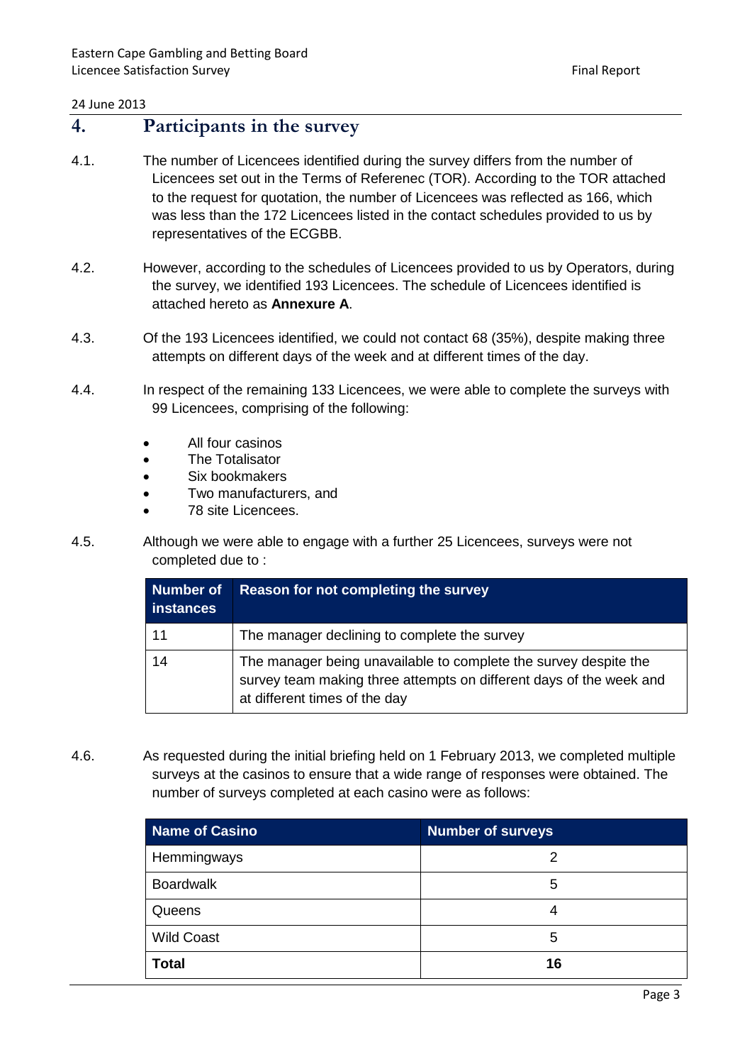## 4. Participants in the survey

4.1. The number of Licencees identified during the survey differs from the number of Licencees set out in the Terms of Referenec (TOR). According to the TOR attached to the request for quotation, the number of Licencees was reflected as 166, which was less than the 172 Licencees listed in the contact schedules provided to us by representatives of the ECGBB.

4.2. However, according to the schedules of Licencees provided to us by Operators, during the survey, we identified 193 Licencees. The schedule of Licencees identified is attached hereto as **Annexure A**.

4.3. Of the 193 Licencees identified, we could not contact 68 (35%), despite making three attempts on different days of the week and at different times of the day.

4.4. In respect of the remaining 133 Licencees, we were able to complete the surveys with 99 Licencees, comprising of the following:

- All four casinos
- The Totalisator
- Six bookmakers
- Two manufacturers, and
- 78 site Licencees.

4.5. Although we were able to engage with a further 25 Licencees, surveys were not completed due to :

| Number of instances | Reason for not completing the survey |
|---|---|
| 11 | The manager declining to complete the survey |
| 14 | The manager being unavailable to complete the survey despite the survey team making three attempts on different days of the week and at different times of the day |

4.6. As requested during the initial briefing held on 1 February 2013, we completed multiple surveys at the casinos to ensure that a wide range of responses were obtained. The number of surveys completed at each casino were as follows:

| Name of Casino | Number of surveys |
|---|---|
| Hemmingways | 2 |
| Boardwalk | 5 |
| Queens | 4 |
| Wild Coast | 5 |
| **Total** | **16** |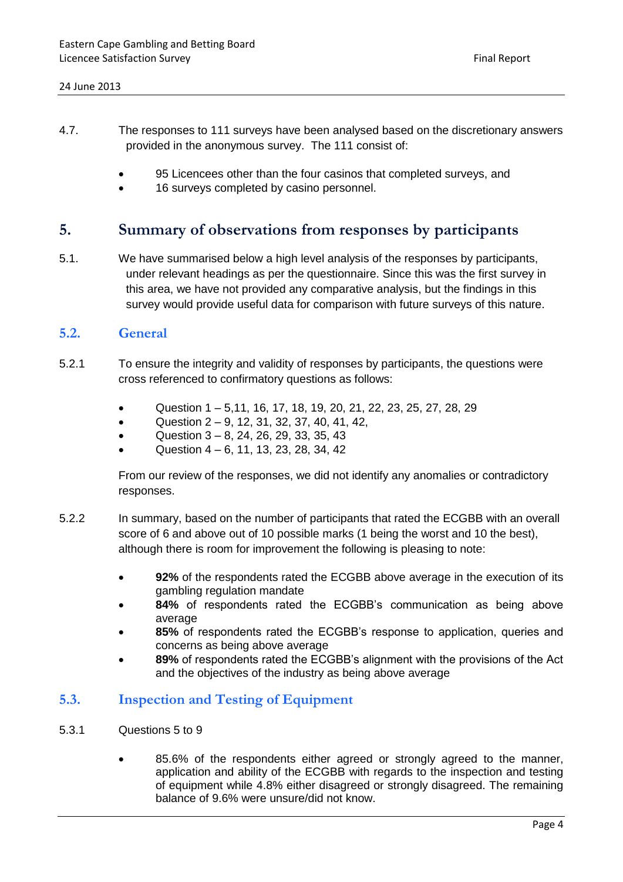4.7. The responses to 111 surveys have been analysed based on the discretionary answers provided in the anonymous survey. The 111 consist of:

- 95 Licencees other than the four casinos that completed surveys, and
- 16 surveys completed by casino personnel.

## 5. Summary of observations from responses by participants

5.1. We have summarised below a high level analysis of the responses by participants, under relevant headings as per the questionnaire. Since this was the first survey in this area, we have not provided any comparative analysis, but the findings in this survey would provide useful data for comparison with future surveys of this nature.

### 5.2. General

5.2.1 To ensure the integrity and validity of responses by participants, the questions were cross referenced to confirmatory questions as follows:

- Question 1 – 5,11, 16, 17, 18, 19, 20, 21, 22, 23, 25, 27, 28, 29
- Question 2 – 9, 12, 31, 32, 37, 40, 41, 42,
- Question 3 – 8, 24, 26, 29, 33, 35, 43
- Question 4 – 6, 11, 13, 23, 28, 34, 42

From our review of the responses, we did not identify any anomalies or contradictory responses.

5.2.2 In summary, based on the number of participants that rated the ECGBB with an overall score of 6 and above out of 10 possible marks (1 being the worst and 10 the best), although there is room for improvement the following is pleasing to note:

- **92%** of the respondents rated the ECGBB above average in the execution of its gambling regulation mandate
- **84%** of respondents rated the ECGBB's communication as being above average
- **85%** of respondents rated the ECGBB's response to application, queries and concerns as being above average
- **89%** of respondents rated the ECGBB's alignment with the provisions of the Act and the objectives of the industry as being above average

### 5.3. Inspection and Testing of Equipment

5.3.1 Questions 5 to 9

- 85.6% of the respondents either agreed or strongly agreed to the manner, application and ability of the ECGBB with regards to the inspection and testing of equipment while 4.8% either disagreed or strongly disagreed. The remaining balance of 9.6% were unsure/did not know.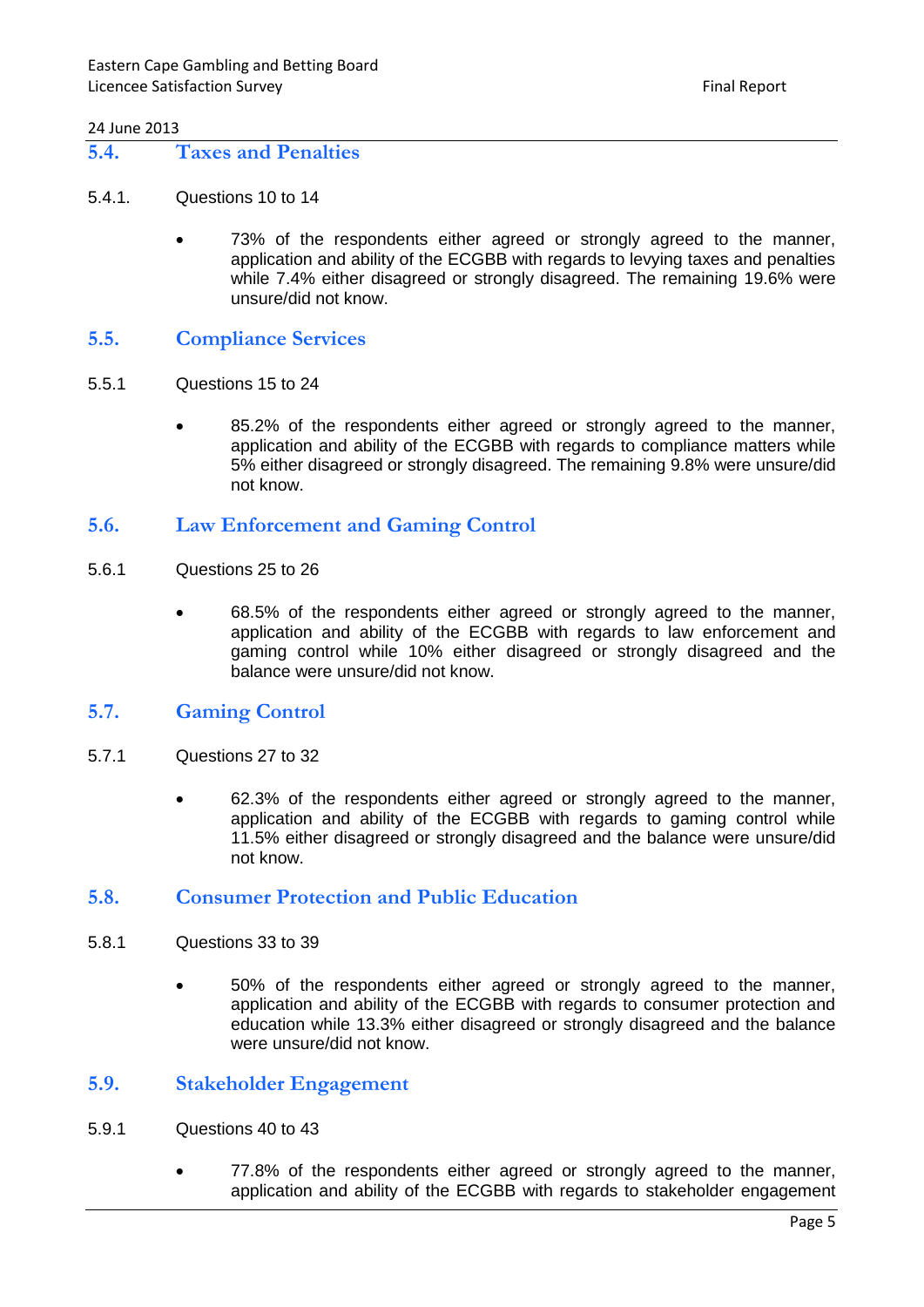## 5.4. Taxes and Penalties

5.4.1. Questions 10 to 14

- 73% of the respondents either agreed or strongly agreed to the manner, application and ability of the ECGBB with regards to levying taxes and penalties while 7.4% either disagreed or strongly disagreed. The remaining 19.6% were unsure/did not know.

## 5.5. Compliance Services

5.5.1 Questions 15 to 24

- 85.2% of the respondents either agreed or strongly agreed to the manner, application and ability of the ECGBB with regards to compliance matters while 5% either disagreed or strongly disagreed. The remaining 9.8% were unsure/did not know.

## 5.6. Law Enforcement and Gaming Control

5.6.1 Questions 25 to 26

- 68.5% of the respondents either agreed or strongly agreed to the manner, application and ability of the ECGBB with regards to law enforcement and gaming control while 10% either disagreed or strongly disagreed and the balance were unsure/did not know.

## 5.7. Gaming Control

5.7.1 Questions 27 to 32

- 62.3% of the respondents either agreed or strongly agreed to the manner, application and ability of the ECGBB with regards to gaming control while 11.5% either disagreed or strongly disagreed and the balance were unsure/did not know.

## 5.8. Consumer Protection and Public Education

5.8.1 Questions 33 to 39

- 50% of the respondents either agreed or strongly agreed to the manner, application and ability of the ECGBB with regards to consumer protection and education while 13.3% either disagreed or strongly disagreed and the balance were unsure/did not know.

## 5.9. Stakeholder Engagement

5.9.1 Questions 40 to 43

- 77.8% of the respondents either agreed or strongly agreed to the manner, application and ability of the ECGBB with regards to stakeholder engagement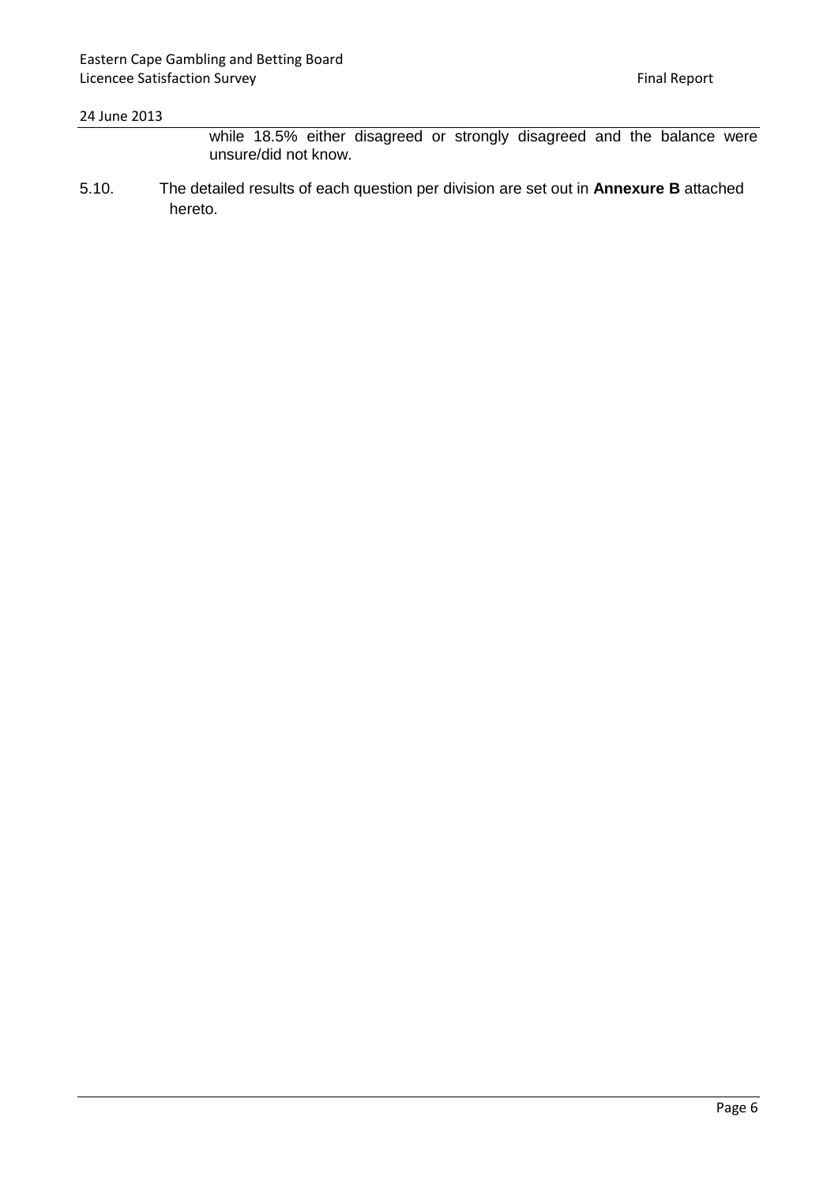while 18.5% either disagreed or strongly disagreed and the balance were unsure/did not know.

5.10. The detailed results of each question per division are set out in **Annexure B** attached hereto.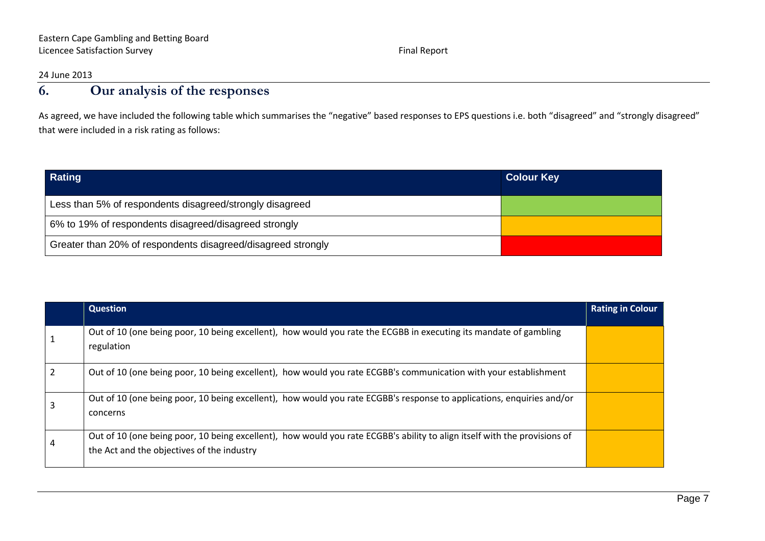## 6. Our analysis of the responses

As agreed, we have included the following table which summarises the "negative" based responses to EPS questions i.e. both "disagreed" and "strongly disagreed" that were included in a risk rating as follows:

| Rating | Colour Key |
|---|---|
| Less than 5% of respondents disagreed/strongly disagreed | Green |
| 6% to 19% of respondents disagreed/disagreed strongly | Amber |
| Greater than 20% of respondents disagreed/disagreed strongly | Red |

| | Question | Rating in Colour |
|---|---|---|
| 1 | Out of 10 (one being poor, 10 being excellent), how would you rate the ECGBB in executing its mandate of gambling regulation | Amber |
| 2 | Out of 10 (one being poor, 10 being excellent), how would you rate ECGBB's communication with your establishment | Amber |
| 3 | Out of 10 (one being poor, 10 being excellent), how would you rate ECGBB's response to applications, enquiries and/or concerns | Amber |
| 4 | Out of 10 (one being poor, 10 being excellent), how would you rate ECGBB's ability to align itself with the provisions of the Act and the objectives of the industry | Amber |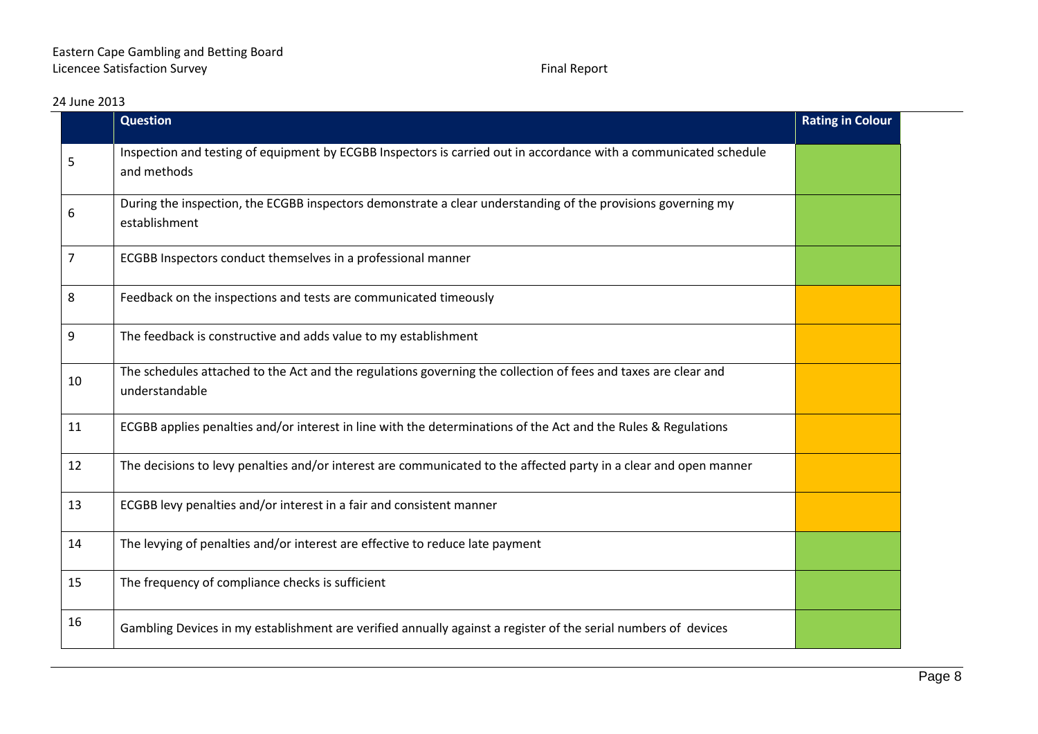| | Question | Rating in Colour |
|---|---|---|
| 5 | Inspection and testing of equipment by ECGBB Inspectors is carried out in accordance with a communicated schedule and methods | |
| 6 | During the inspection, the ECGBB inspectors demonstrate a clear understanding of the provisions governing my establishment | |
| 7 | ECGBB Inspectors conduct themselves in a professional manner | |
| 8 | Feedback on the inspections and tests are communicated timeously | |
| 9 | The feedback is constructive and adds value to my establishment | |
| 10 | The schedules attached to the Act and the regulations governing the collection of fees and taxes are clear and understandable | |
| 11 | ECGBB applies penalties and/or interest in line with the determinations of the Act and the Rules & Regulations | |
| 12 | The decisions to levy penalties and/or interest are communicated to the affected party in a clear and open manner | |
| 13 | ECGBB levy penalties and/or interest in a fair and consistent manner | |
| 14 | The levying of penalties and/or interest are effective to reduce late payment | |
| 15 | The frequency of compliance checks is sufficient | |
| 16 | Gambling Devices in my establishment are verified annually against a register of the serial numbers of devices | |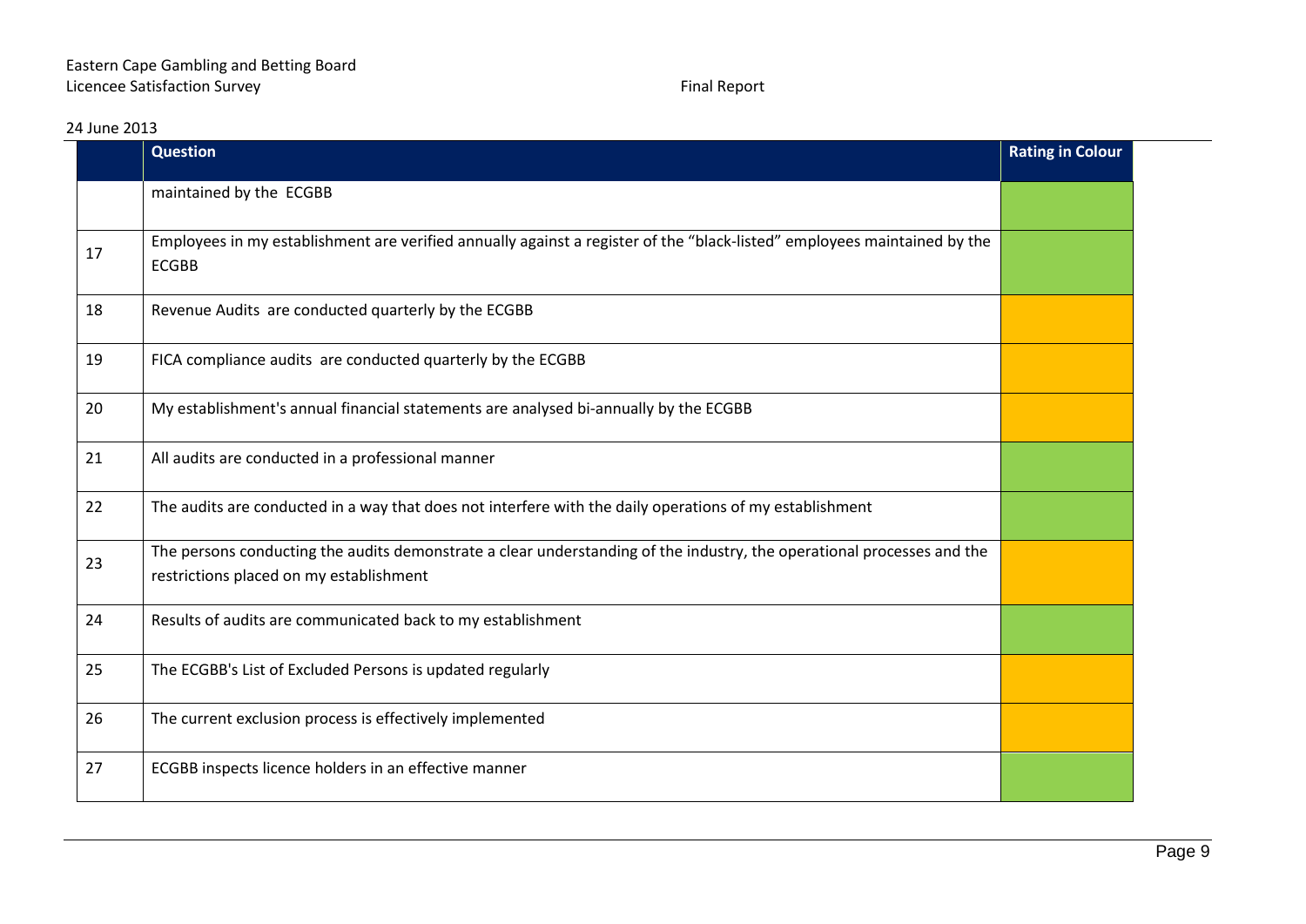| | Question | Rating in Colour |
|---|---|---|
| | maintained by the ECGBB | |
| 17 | Employees in my establishment are verified annually against a register of the “black-listed” employees maintained by the ECGBB | |
| 18 | Revenue Audits are conducted quarterly by the ECGBB | |
| 19 | FICA compliance audits are conducted quarterly by the ECGBB | |
| 20 | My establishment's annual financial statements are analysed bi-annually by the ECGBB | |
| 21 | All audits are conducted in a professional manner | |
| 22 | The audits are conducted in a way that does not interfere with the daily operations of my establishment | |
| 23 | The persons conducting the audits demonstrate a clear understanding of the industry, the operational processes and the restrictions placed on my establishment | |
| 24 | Results of audits are communicated back to my establishment | |
| 25 | The ECGBB's List of Excluded Persons is updated regularly | |
| 26 | The current exclusion process is effectively implemented | |
| 27 | ECGBB inspects licence holders in an effective manner | |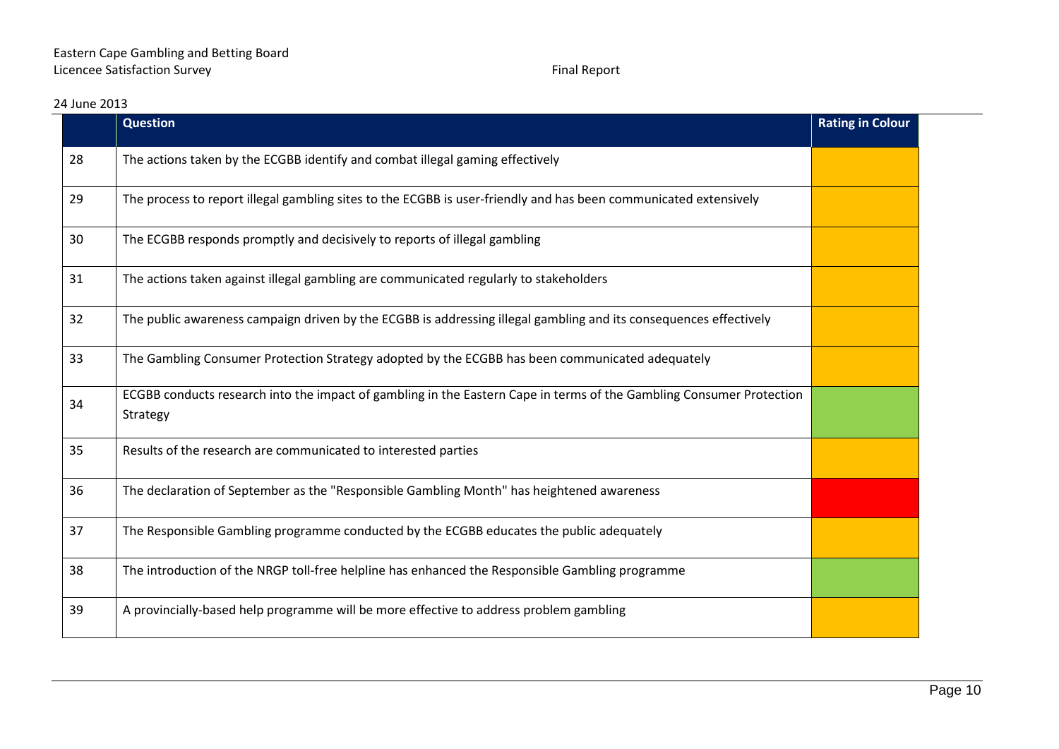| | Question | Rating in Colour |
|---|---|---|
| 28 | The actions taken by the ECGBB identify and combat illegal gaming effectively | Amber |
| 29 | The process to report illegal gambling sites to the ECGBB is user-friendly and has been communicated extensively | Amber |
| 30 | The ECGBB responds promptly and decisively to reports of illegal gambling | Amber |
| 31 | The actions taken against illegal gambling are communicated regularly to stakeholders | Amber |
| 32 | The public awareness campaign driven by the ECGBB is addressing illegal gambling and its consequences effectively | Amber |
| 33 | The Gambling Consumer Protection Strategy adopted by the ECGBB has been communicated adequately | Amber |
| 34 | ECGBB conducts research into the impact of gambling in the Eastern Cape in terms of the Gambling Consumer Protection Strategy | Green |
| 35 | Results of the research are communicated to interested parties | Amber |
| 36 | The declaration of September as the "Responsible Gambling Month" has heightened awareness | Red |
| 37 | The Responsible Gambling programme conducted by the ECGBB educates the public adequately | Amber |
| 38 | The introduction of the NRGP toll-free helpline has enhanced the Responsible Gambling programme | Green |
| 39 | A provincially-based help programme will be more effective to address problem gambling | Amber |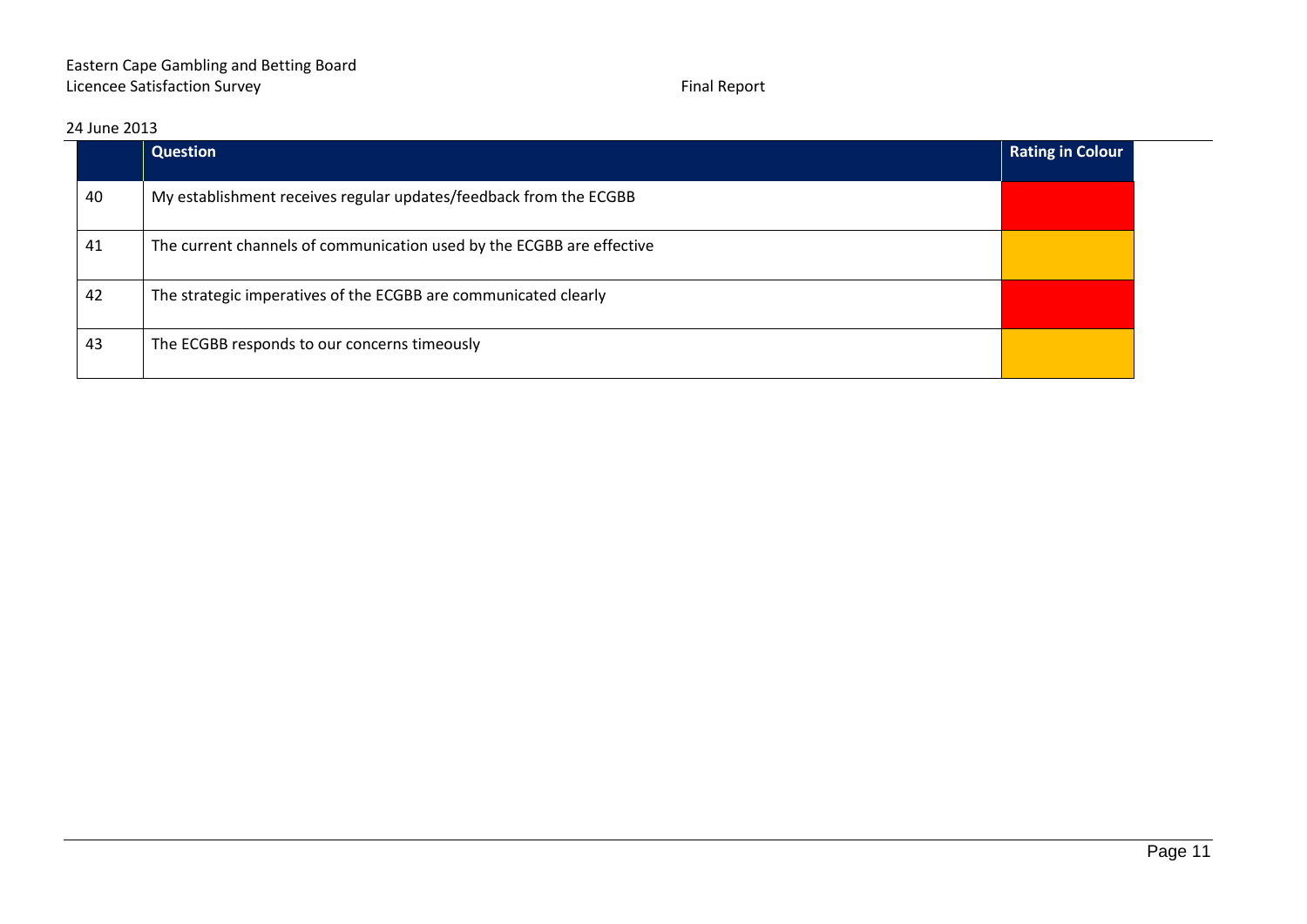| | Question | Rating in Colour |
|---|---|---|
| 40 | My establishment receives regular updates/feedback from the ECGBB | |
| 41 | The current channels of communication used by the ECGBB are effective | |
| 42 | The strategic imperatives of the ECGBB are communicated clearly | |
| 43 | The ECGBB responds to our concerns timeously | |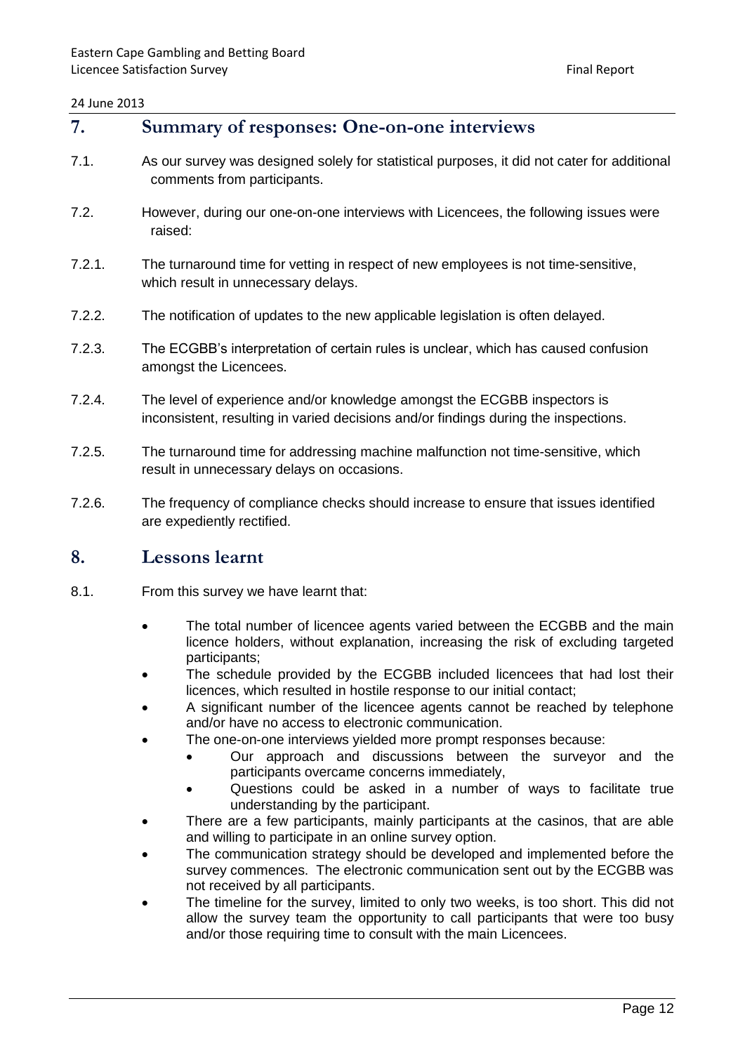## 7. Summary of responses: One-on-one interviews

7.1. As our survey was designed solely for statistical purposes, it did not cater for additional comments from participants.

7.2. However, during our one-on-one interviews with Licencees, the following issues were raised:

7.2.1. The turnaround time for vetting in respect of new employees is not time-sensitive, which result in unnecessary delays.

7.2.2. The notification of updates to the new applicable legislation is often delayed.

7.2.3. The ECGBB's interpretation of certain rules is unclear, which has caused confusion amongst the Licencees.

7.2.4. The level of experience and/or knowledge amongst the ECGBB inspectors is inconsistent, resulting in varied decisions and/or findings during the inspections.

7.2.5. The turnaround time for addressing machine malfunction not time-sensitive, which result in unnecessary delays on occasions.

7.2.6. The frequency of compliance checks should increase to ensure that issues identified are expediently rectified.

## 8. Lessons learnt

8.1. From this survey we have learnt that:

- The total number of licencee agents varied between the ECGBB and the main licence holders, without explanation, increasing the risk of excluding targeted participants;
- The schedule provided by the ECGBB included licencees that had lost their licences, which resulted in hostile response to our initial contact;
- A significant number of the licencee agents cannot be reached by telephone and/or have no access to electronic communication.
- The one-on-one interviews yielded more prompt responses because:
  - Our approach and discussions between the surveyor and the participants overcame concerns immediately,
  - Questions could be asked in a number of ways to facilitate true understanding by the participant.
- There are a few participants, mainly participants at the casinos, that are able and willing to participate in an online survey option.
- The communication strategy should be developed and implemented before the survey commences. The electronic communication sent out by the ECGBB was not received by all participants.
- The timeline for the survey, limited to only two weeks, is too short. This did not allow the survey team the opportunity to call participants that were too busy and/or those requiring time to consult with the main Licencees.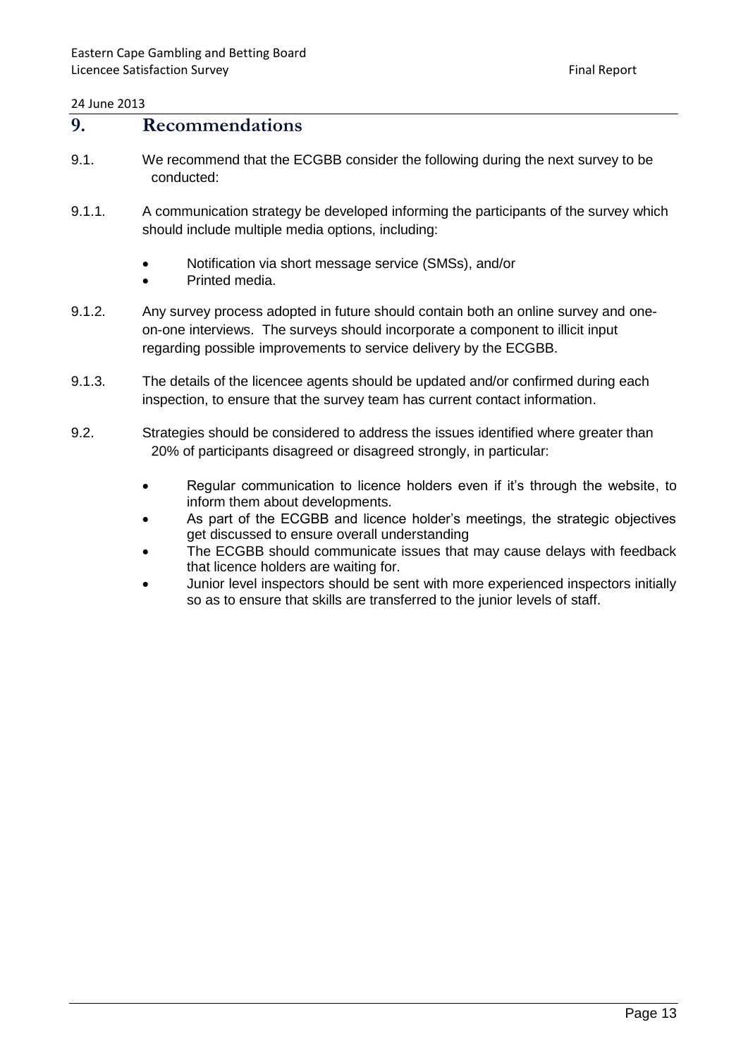## 9. Recommendations

9.1. We recommend that the ECGBB consider the following during the next survey to be conducted:

9.1.1. A communication strategy be developed informing the participants of the survey which should include multiple media options, including:

- Notification via short message service (SMSs), and/or
- Printed media.

9.1.2. Any survey process adopted in future should contain both an online survey and one-on-one interviews. The surveys should incorporate a component to illicit input regarding possible improvements to service delivery by the ECGBB.

9.1.3. The details of the licencee agents should be updated and/or confirmed during each inspection, to ensure that the survey team has current contact information.

9.2. Strategies should be considered to address the issues identified where greater than 20% of participants disagreed or disagreed strongly, in particular:

- Regular communication to licence holders even if it's through the website, to inform them about developments.
- As part of the ECGBB and licence holder's meetings, the strategic objectives get discussed to ensure overall understanding
- The ECGBB should communicate issues that may cause delays with feedback that licence holders are waiting for.
- Junior level inspectors should be sent with more experienced inspectors initially so as to ensure that skills are transferred to the junior levels of staff.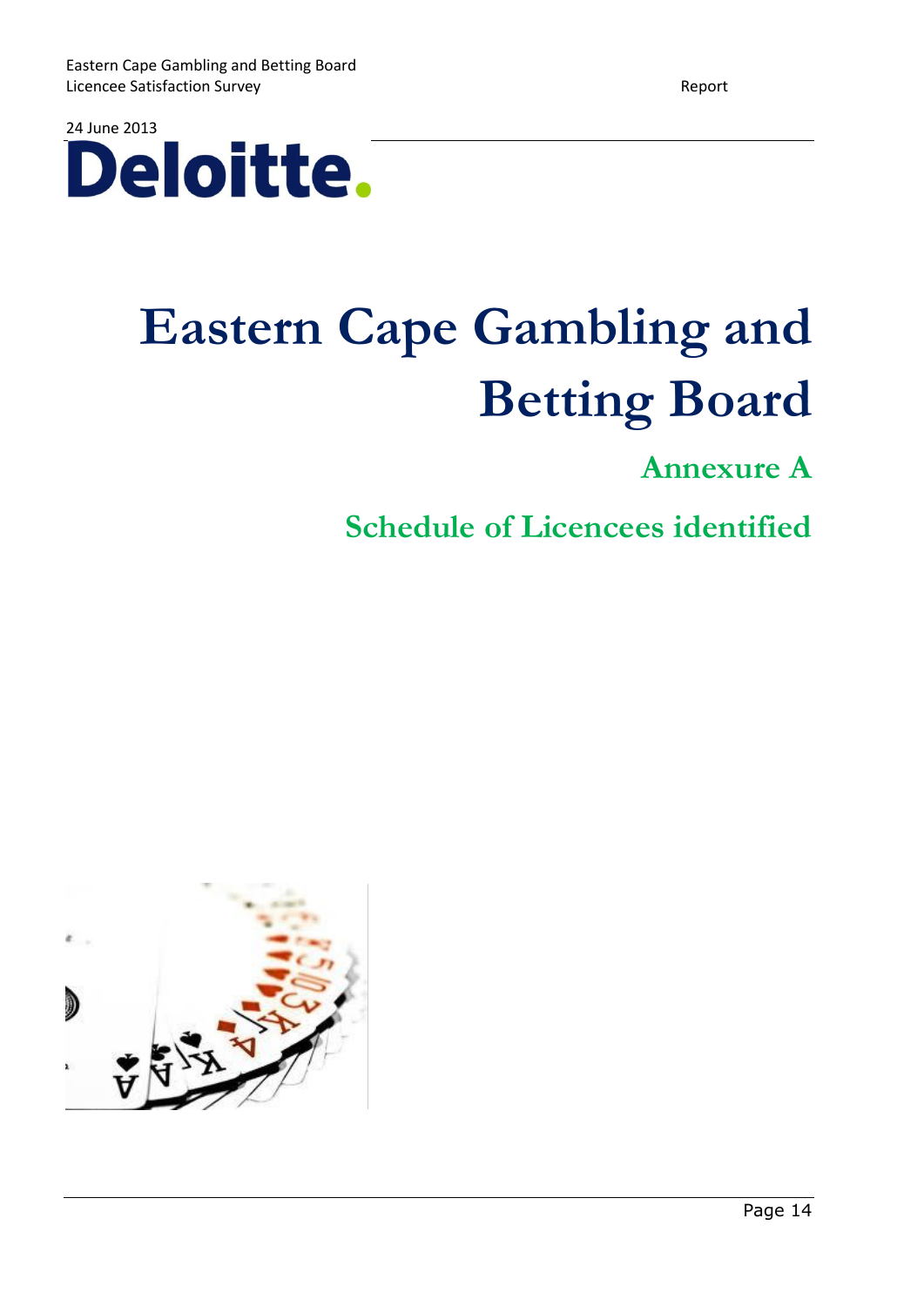24 June 2013

# Eastern Cape Gambling and Betting Board

## Annexure A

## Schedule of Licencees identified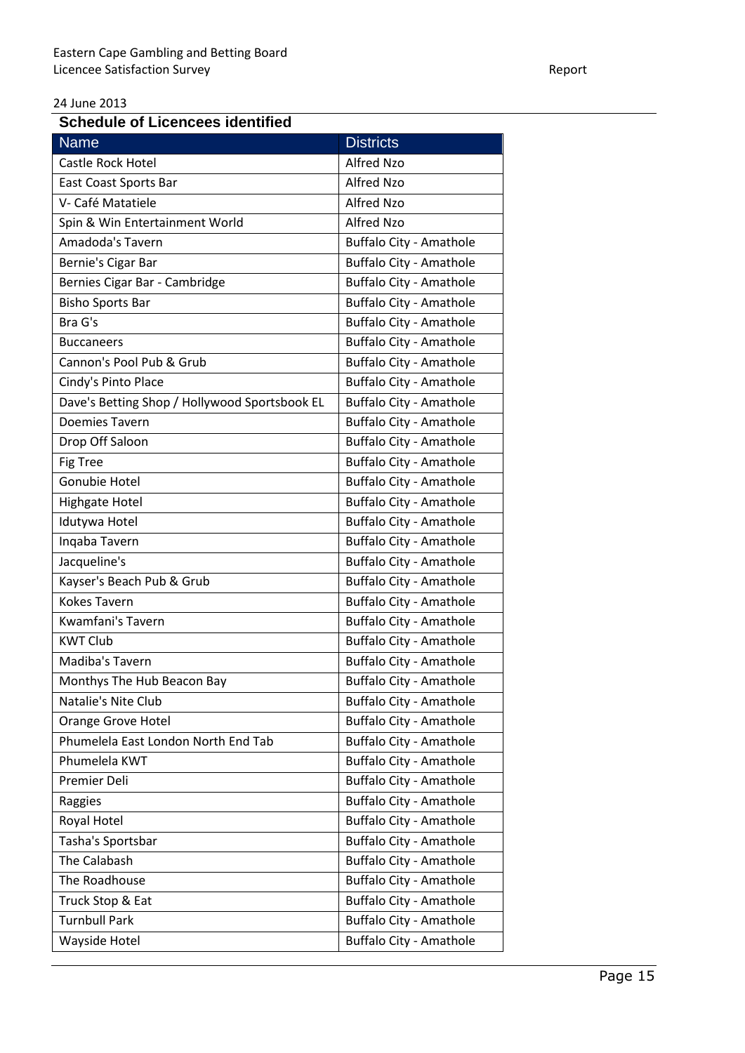## Schedule of Licencees identified

| Name | Districts |
|---|---|
| Castle Rock Hotel | Alfred Nzo |
| East Coast Sports Bar | Alfred Nzo |
| V- Café Matatiele | Alfred Nzo |
| Spin & Win Entertainment World | Alfred Nzo |
| Amadoda's Tavern | Buffalo City - Amathole |
| Bernie's Cigar Bar | Buffalo City - Amathole |
| Bernies Cigar Bar - Cambridge | Buffalo City - Amathole |
| Bisho Sports Bar | Buffalo City - Amathole |
| Bra G's | Buffalo City - Amathole |
| Buccaneers | Buffalo City - Amathole |
| Cannon's Pool Pub & Grub | Buffalo City - Amathole |
| Cindy's Pinto Place | Buffalo City - Amathole |
| Dave's Betting Shop / Hollywood Sportsbook EL | Buffalo City - Amathole |
| Doemies Tavern | Buffalo City - Amathole |
| Drop Off Saloon | Buffalo City - Amathole |
| Fig Tree | Buffalo City - Amathole |
| Gonubie Hotel | Buffalo City - Amathole |
| Highgate Hotel | Buffalo City - Amathole |
| Idutywa Hotel | Buffalo City - Amathole |
| Inqaba Tavern | Buffalo City - Amathole |
| Jacqueline's | Buffalo City - Amathole |
| Kayser's Beach Pub & Grub | Buffalo City - Amathole |
| Kokes Tavern | Buffalo City - Amathole |
| Kwamfani's Tavern | Buffalo City - Amathole |
| KWT Club | Buffalo City - Amathole |
| Madiba's Tavern | Buffalo City - Amathole |
| Monthys The Hub Beacon Bay | Buffalo City - Amathole |
| Natalie's Nite Club | Buffalo City - Amathole |
| Orange Grove Hotel | Buffalo City - Amathole |
| Phumelela East London North End Tab | Buffalo City - Amathole |
| Phumelela KWT | Buffalo City - Amathole |
| Premier Deli | Buffalo City - Amathole |
| Raggies | Buffalo City - Amathole |
| Royal Hotel | Buffalo City - Amathole |
| Tasha's Sportsbar | Buffalo City - Amathole |
| The Calabash | Buffalo City - Amathole |
| The Roadhouse | Buffalo City - Amathole |
| Truck Stop & Eat | Buffalo City - Amathole |
| Turnbull Park | Buffalo City - Amathole |
| Wayside Hotel | Buffalo City - Amathole |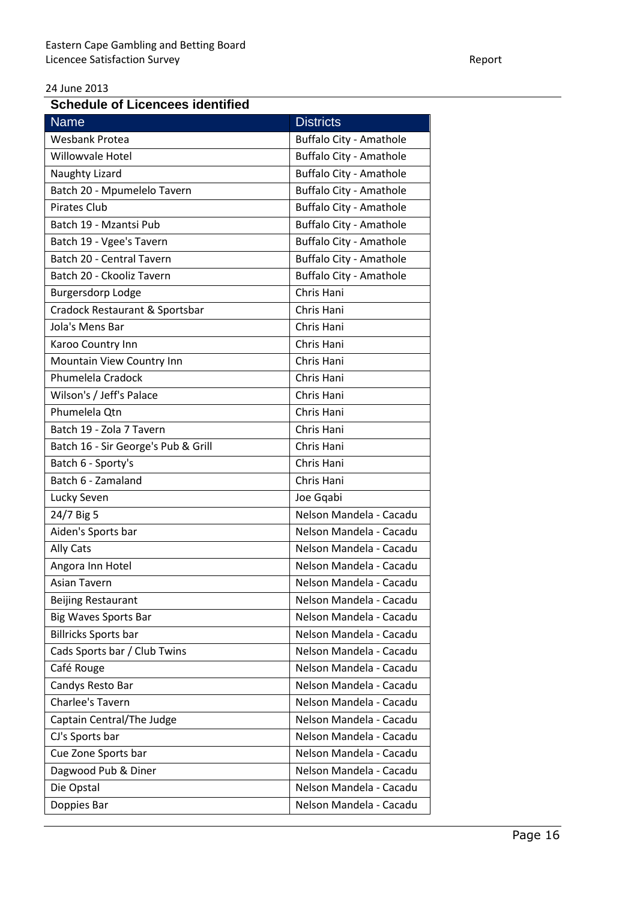24 June 2013

## Schedule of Licencees identified

| Name | Districts |
|---|---|
| Wesbank Protea | Buffalo City - Amathole |
| Willowvale Hotel | Buffalo City - Amathole |
| Naughty Lizard | Buffalo City - Amathole |
| Batch 20 - Mpumelelo Tavern | Buffalo City - Amathole |
| Pirates Club | Buffalo City - Amathole |
| Batch 19 - Mzantsi Pub | Buffalo City - Amathole |
| Batch 19 - Vgee's Tavern | Buffalo City - Amathole |
| Batch 20 - Central Tavern | Buffalo City - Amathole |
| Batch 20 - Ckooliz Tavern | Buffalo City - Amathole |
| Burgersdorp Lodge | Chris Hani |
| Cradock Restaurant & Sportsbar | Chris Hani |
| Jola's Mens Bar | Chris Hani |
| Karoo Country Inn | Chris Hani |
| Mountain View Country Inn | Chris Hani |
| Phumelela Cradock | Chris Hani |
| Wilson's / Jeff's Palace | Chris Hani |
| Phumelela Qtn | Chris Hani |
| Batch 19 - Zola 7 Tavern | Chris Hani |
| Batch 16 - Sir George's Pub & Grill | Chris Hani |
| Batch 6 - Sporty's | Chris Hani |
| Batch 6 - Zamaland | Chris Hani |
| Lucky Seven | Joe Gqabi |
| 24/7 Big 5 | Nelson Mandela - Cacadu |
| Aiden's Sports bar | Nelson Mandela - Cacadu |
| Ally Cats | Nelson Mandela - Cacadu |
| Angora Inn Hotel | Nelson Mandela - Cacadu |
| Asian Tavern | Nelson Mandela - Cacadu |
| Beijing Restaurant | Nelson Mandela - Cacadu |
| Big Waves Sports Bar | Nelson Mandela - Cacadu |
| Billricks Sports bar | Nelson Mandela - Cacadu |
| Cads Sports bar / Club Twins | Nelson Mandela - Cacadu |
| Café Rouge | Nelson Mandela - Cacadu |
| Candys Resto Bar | Nelson Mandela - Cacadu |
| Charlee's Tavern | Nelson Mandela - Cacadu |
| Captain Central/The Judge | Nelson Mandela - Cacadu |
| CJ's Sports bar | Nelson Mandela - Cacadu |
| Cue Zone Sports bar | Nelson Mandela - Cacadu |
| Dagwood Pub & Diner | Nelson Mandela - Cacadu |
| Die Opstal | Nelson Mandela - Cacadu |
| Doppies Bar | Nelson Mandela - Cacadu |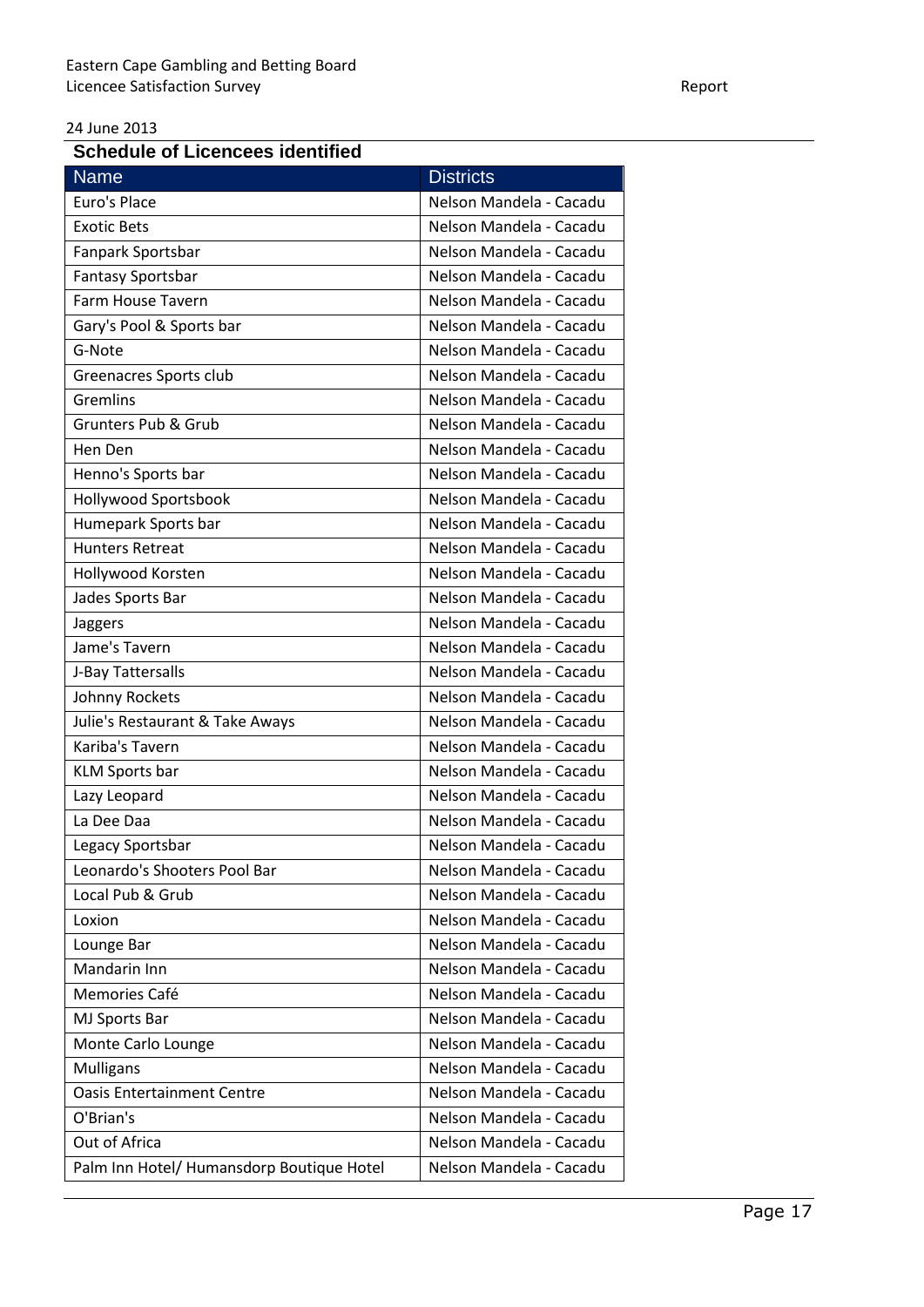## Schedule of Licencees identified

| Name | Districts |
|---|---|
| Euro's Place | Nelson Mandela - Cacadu |
| Exotic Bets | Nelson Mandela - Cacadu |
| Fanpark Sportsbar | Nelson Mandela - Cacadu |
| Fantasy Sportsbar | Nelson Mandela - Cacadu |
| Farm House Tavern | Nelson Mandela - Cacadu |
| Gary's Pool & Sports bar | Nelson Mandela - Cacadu |
| G-Note | Nelson Mandela - Cacadu |
| Greenacres Sports club | Nelson Mandela - Cacadu |
| Gremlins | Nelson Mandela - Cacadu |
| Grunters Pub & Grub | Nelson Mandela - Cacadu |
| Hen Den | Nelson Mandela - Cacadu |
| Henno's Sports bar | Nelson Mandela - Cacadu |
| Hollywood Sportsbook | Nelson Mandela - Cacadu |
| Humepark Sports bar | Nelson Mandela - Cacadu |
| Hunters Retreat | Nelson Mandela - Cacadu |
| Hollywood Korsten | Nelson Mandela - Cacadu |
| Jades Sports Bar | Nelson Mandela - Cacadu |
| Jaggers | Nelson Mandela - Cacadu |
| Jame's Tavern | Nelson Mandela - Cacadu |
| J-Bay Tattersalls | Nelson Mandela - Cacadu |
| Johnny Rockets | Nelson Mandela - Cacadu |
| Julie's Restaurant & Take Aways | Nelson Mandela - Cacadu |
| Kariba's Tavern | Nelson Mandela - Cacadu |
| KLM Sports bar | Nelson Mandela - Cacadu |
| Lazy Leopard | Nelson Mandela - Cacadu |
| La Dee Daa | Nelson Mandela - Cacadu |
| Legacy Sportsbar | Nelson Mandela - Cacadu |
| Leonardo's Shooters Pool Bar | Nelson Mandela - Cacadu |
| Local Pub & Grub | Nelson Mandela - Cacadu |
| Loxion | Nelson Mandela - Cacadu |
| Lounge Bar | Nelson Mandela - Cacadu |
| Mandarin Inn | Nelson Mandela - Cacadu |
| Memories Café | Nelson Mandela - Cacadu |
| MJ Sports Bar | Nelson Mandela - Cacadu |
| Monte Carlo Lounge | Nelson Mandela - Cacadu |
| Mulligans | Nelson Mandela - Cacadu |
| Oasis Entertainment Centre | Nelson Mandela - Cacadu |
| O'Brian's | Nelson Mandela - Cacadu |
| Out of Africa | Nelson Mandela - Cacadu |
| Palm Inn Hotel/ Humansdorp Boutique Hotel | Nelson Mandela - Cacadu |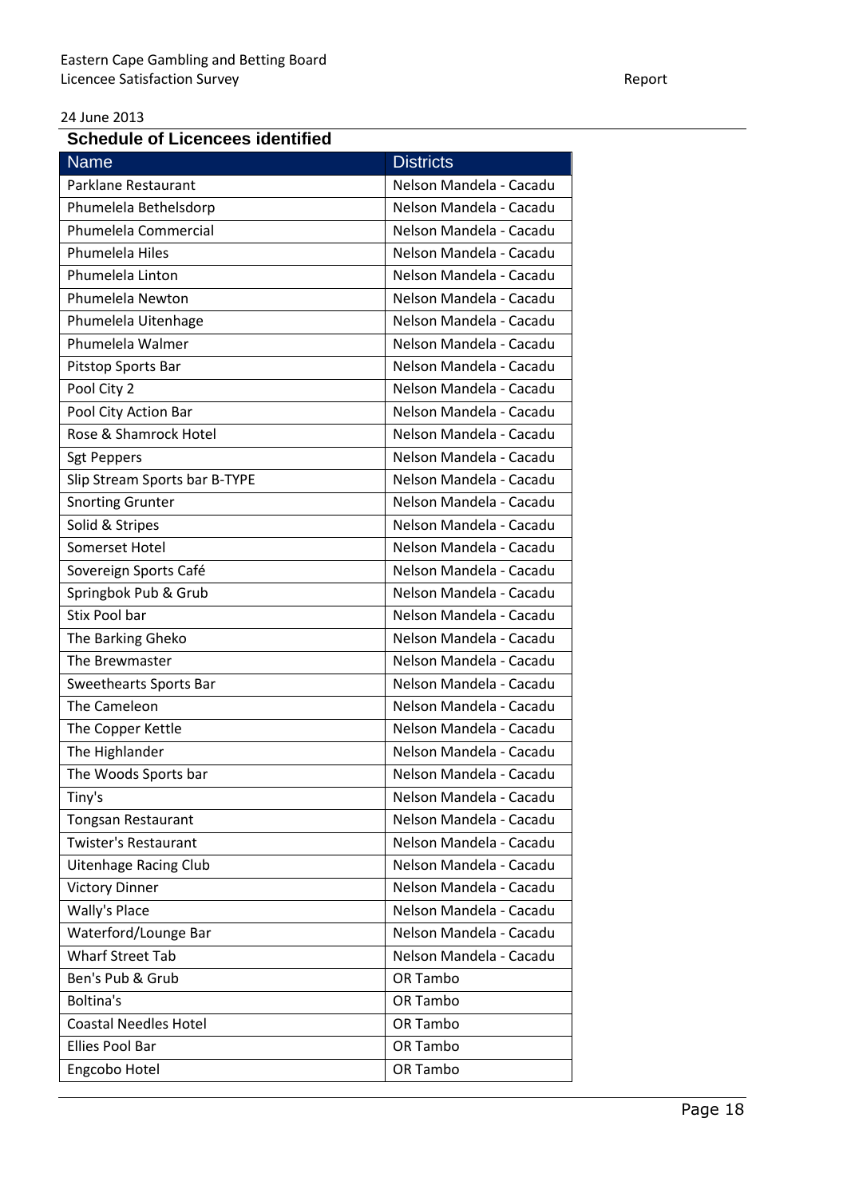## Schedule of Licencees identified

| Name | Districts |
|---|---|
| Parklane Restaurant | Nelson Mandela - Cacadu |
| Phumelela Bethelsdorp | Nelson Mandela - Cacadu |
| Phumelela Commercial | Nelson Mandela - Cacadu |
| Phumelela Hiles | Nelson Mandela - Cacadu |
| Phumelela Linton | Nelson Mandela - Cacadu |
| Phumelela Newton | Nelson Mandela - Cacadu |
| Phumelela Uitenhage | Nelson Mandela - Cacadu |
| Phumelela Walmer | Nelson Mandela - Cacadu |
| Pitstop Sports Bar | Nelson Mandela - Cacadu |
| Pool City 2 | Nelson Mandela - Cacadu |
| Pool City Action Bar | Nelson Mandela - Cacadu |
| Rose & Shamrock Hotel | Nelson Mandela - Cacadu |
| Sgt Peppers | Nelson Mandela - Cacadu |
| Slip Stream Sports bar B-TYPE | Nelson Mandela - Cacadu |
| Snorting Grunter | Nelson Mandela - Cacadu |
| Solid & Stripes | Nelson Mandela - Cacadu |
| Somerset Hotel | Nelson Mandela - Cacadu |
| Sovereign Sports Café | Nelson Mandela - Cacadu |
| Springbok Pub & Grub | Nelson Mandela - Cacadu |
| Stix Pool bar | Nelson Mandela - Cacadu |
| The Barking Gheko | Nelson Mandela - Cacadu |
| The Brewmaster | Nelson Mandela - Cacadu |
| Sweethearts Sports Bar | Nelson Mandela - Cacadu |
| The Cameleon | Nelson Mandela - Cacadu |
| The Copper Kettle | Nelson Mandela - Cacadu |
| The Highlander | Nelson Mandela - Cacadu |
| The Woods Sports bar | Nelson Mandela - Cacadu |
| Tiny's | Nelson Mandela - Cacadu |
| Tongsan Restaurant | Nelson Mandela - Cacadu |
| Twister's Restaurant | Nelson Mandela - Cacadu |
| Uitenhage Racing Club | Nelson Mandela - Cacadu |
| Victory Dinner | Nelson Mandela - Cacadu |
| Wally's Place | Nelson Mandela - Cacadu |
| Waterford/Lounge Bar | Nelson Mandela - Cacadu |
| Wharf Street Tab | Nelson Mandela - Cacadu |
| Ben's Pub & Grub | OR Tambo |
| Boltina's | OR Tambo |
| Coastal Needles Hotel | OR Tambo |
| Ellies Pool Bar | OR Tambo |
| Engcobo Hotel | OR Tambo |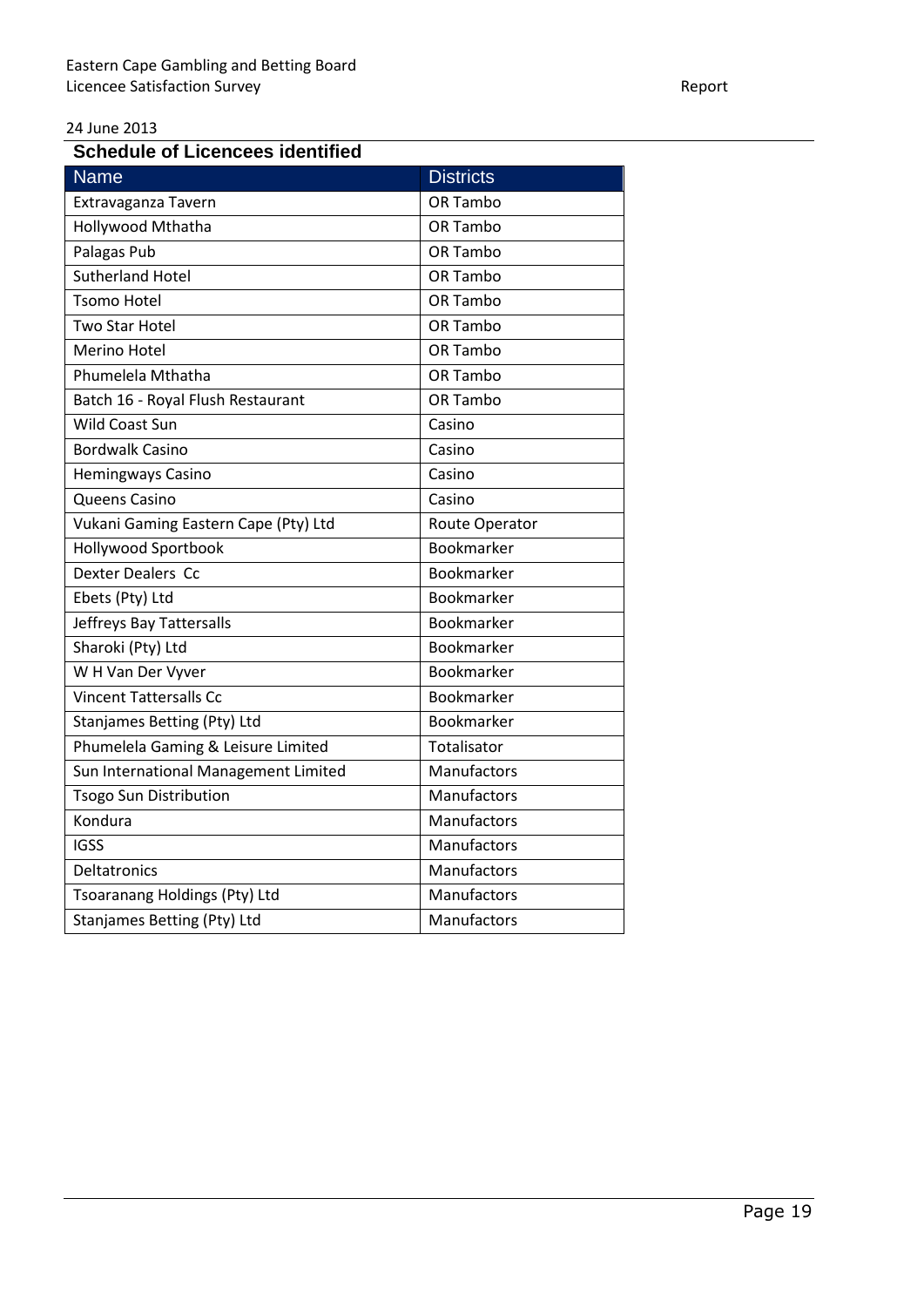24 June 2013

## Schedule of Licencees identified

| Name | Districts |
|---|---|
| Extravaganza Tavern | OR Tambo |
| Hollywood Mthatha | OR Tambo |
| Palagas Pub | OR Tambo |
| Sutherland Hotel | OR Tambo |
| Tsomo Hotel | OR Tambo |
| Two Star Hotel | OR Tambo |
| Merino Hotel | OR Tambo |
| Phumelela Mthatha | OR Tambo |
| Batch 16 - Royal Flush Restaurant | OR Tambo |
| Wild Coast Sun | Casino |
| Bordwalk Casino | Casino |
| Hemingways Casino | Casino |
| Queens Casino | Casino |
| Vukani Gaming Eastern Cape (Pty) Ltd | Route Operator |
| Hollywood Sportbook | Bookmarker |
| Dexter Dealers Cc | Bookmarker |
| Ebets (Pty) Ltd | Bookmarker |
| Jeffreys Bay Tattersalls | Bookmarker |
| Sharoki (Pty) Ltd | Bookmarker |
| W H Van Der Vyver | Bookmarker |
| Vincent Tattersalls Cc | Bookmarker |
| Stanjames Betting (Pty) Ltd | Bookmarker |
| Phumelela Gaming & Leisure Limited | Totalisator |
| Sun International Management Limited | Manufactors |
| Tsogo Sun Distribution | Manufactors |
| Kondura | Manufactors |
| IGSS | Manufactors |
| Deltatronics | Manufactors |
| Tsoaranang Holdings (Pty) Ltd | Manufactors |
| Stanjames Betting (Pty) Ltd | Manufactors |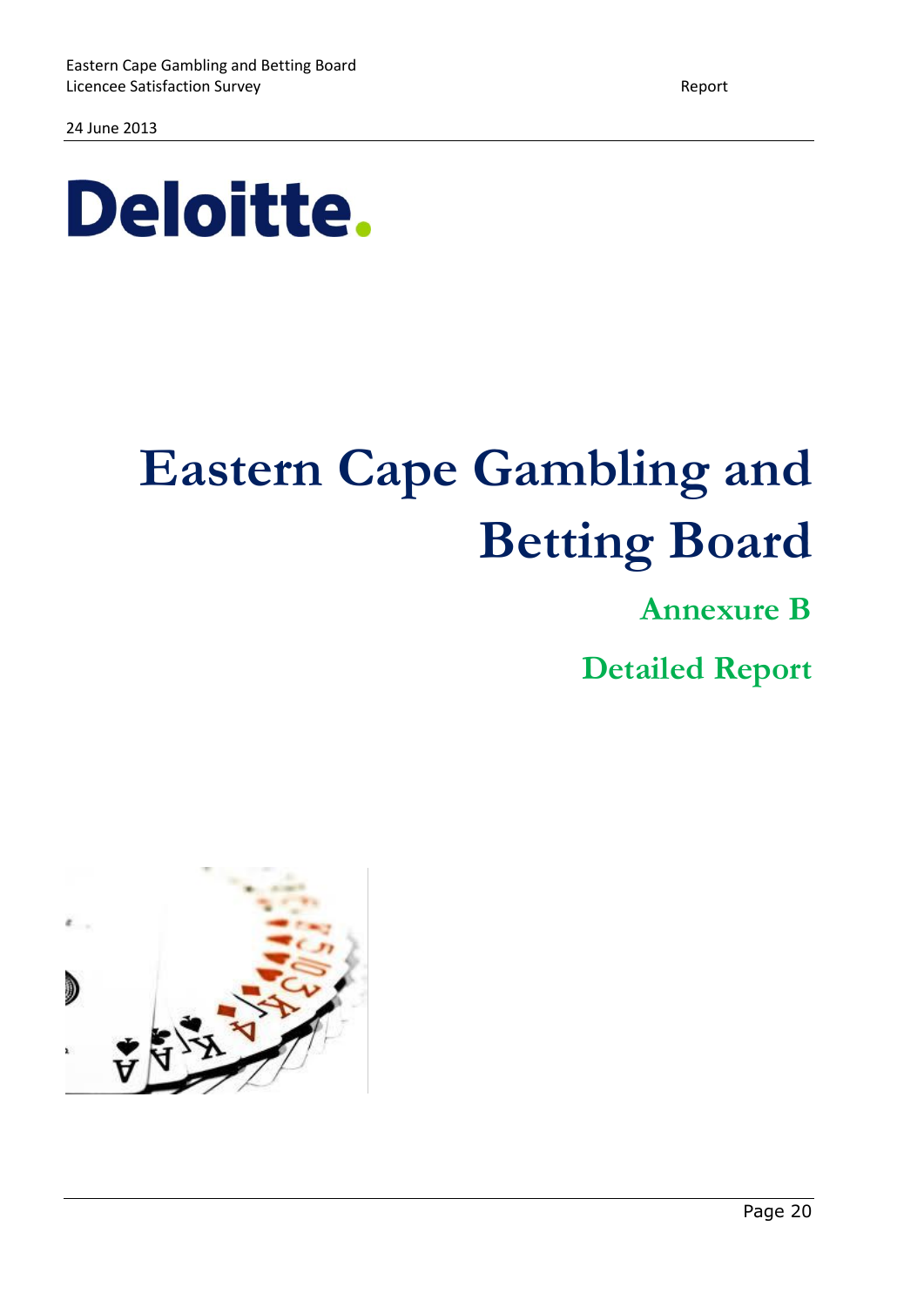Deloitte.

# Eastern Cape Gambling and Betting Board

## Annexure B

## Detailed Report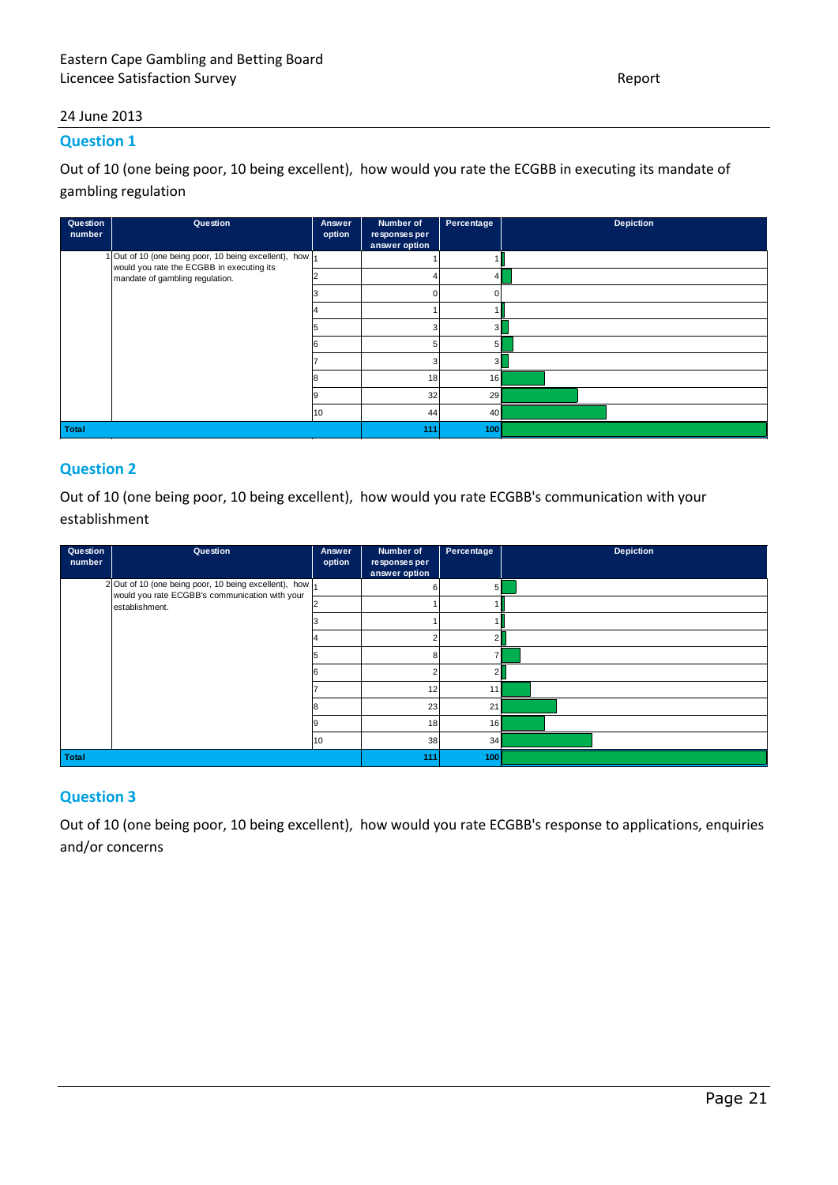24 June 2013

## Question 1

Out of 10 (one being poor, 10 being excellent), how would you rate the ECGBB in executing its mandate of gambling regulation

| Question number | Question | Answer option | Number of responses per answer option | Percentage | Depiction |
|---|---|---|---|---|---|
| 1 | Out of 10 (one being poor, 10 being excellent), how would you rate the ECGBB in executing its mandate of gambling regulation. | 1 | 1 | 1 | |
| | | 2 | 4 | 4 | |
| | | 3 | 0 | 0 | |
| | | 4 | 1 | 1 | |
| | | 5 | 3 | 3 | |
| | | 6 | 5 | 5 | |
| | | 7 | 3 | 3 | |
| | | 8 | 18 | 16 | |
| | | 9 | 32 | 29 | |
| | | 10 | 44 | 40 | |
| Total | | | 111 | 100 | |

## Question 2

Out of 10 (one being poor, 10 being excellent), how would you rate ECGBB's communication with your establishment

| Question number | Question | Answer option | Number of responses per answer option | Percentage | Depiction |
|---|---|---|---|---|---|
| 2 | Out of 10 (one being poor, 10 being excellent), how would you rate ECGBB's communication with your establishment. | 1 | 6 | 5 | |
| | | 2 | 1 | 1 | |
| | | 3 | 1 | 1 | |
| | | 4 | 2 | 2 | |
| | | 5 | 8 | 7 | |
| | | 6 | 2 | 2 | |
| | | 7 | 12 | 11 | |
| | | 8 | 23 | 21 | |
| | | 9 | 18 | 16 | |
| | | 10 | 38 | 34 | |
| Total | | | 111 | 100 | |

## Question 3

Out of 10 (one being poor, 10 being excellent), how would you rate ECGBB's response to applications, enquiries and/or concerns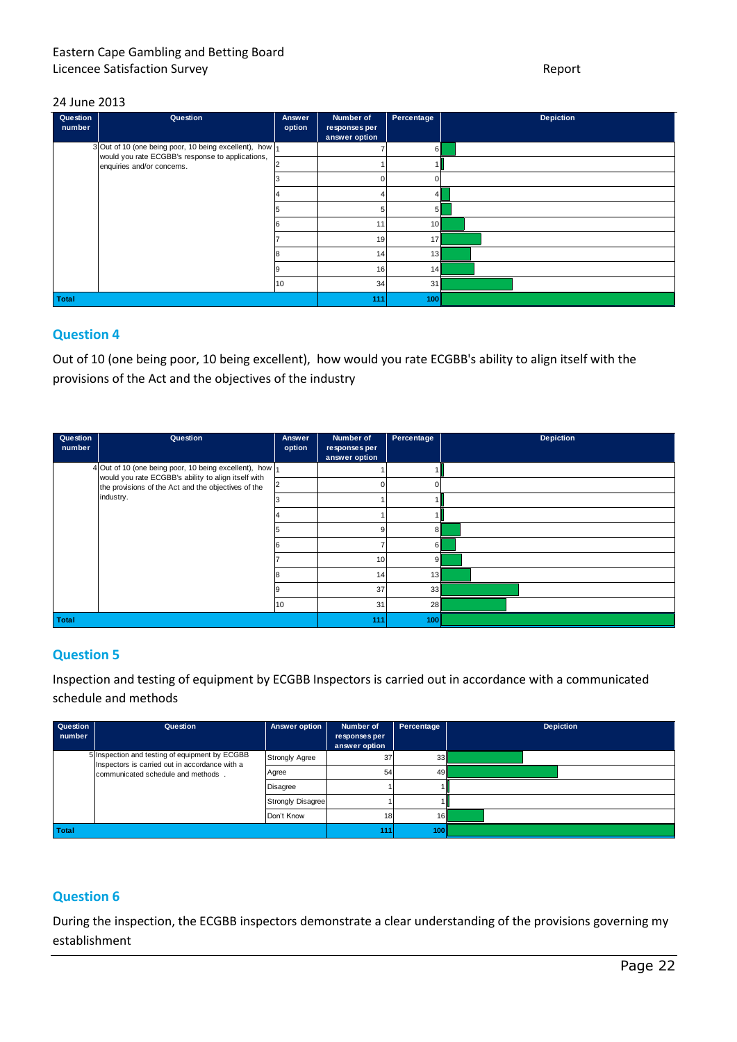24 June 2013

| Question number | Question | Answer option | Number of responses per answer option | Percentage | Depiction |
|---|---|---|---|---|---|
| 3 | Out of 10 (one being poor, 10 being excellent), how would you rate ECGBB's response to applications, enquiries and/or concerns. | 1 | 7 | 6 | |
| | | 2 | 1 | 1 | |
| | | 3 | 0 | 0 | |
| | | 4 | 4 | 4 | |
| | | 5 | 5 | 5 | |
| | | 6 | 11 | 10 | |
| | | 7 | 19 | 17 | |
| | | 8 | 14 | 13 | |
| | | 9 | 16 | 14 | |
| | | 10 | 34 | 31 | |
| **Total** | | | **111** | **100** | |

## Question 4

Out of 10 (one being poor, 10 being excellent), how would you rate ECGBB's ability to align itself with the provisions of the Act and the objectives of the industry

| Question number | Question | Answer option | Number of responses per answer option | Percentage | Depiction |
|---|---|---|---|---|---|
| 4 | Out of 10 (one being poor, 10 being excellent), how would you rate ECGBB's ability to align itself with the provisions of the Act and the objectives of the industry. | 1 | 1 | 1 | |
| | | 2 | 0 | 0 | |
| | | 3 | 1 | 1 | |
| | | 4 | 1 | 1 | |
| | | 5 | 9 | 8 | |
| | | 6 | 7 | 6 | |
| | | 7 | 10 | 9 | |
| | | 8 | 14 | 13 | |
| | | 9 | 37 | 33 | |
| | | 10 | 31 | 28 | |
| **Total** | | | **111** | **100** | |

## Question 5

Inspection and testing of equipment by ECGBB Inspectors is carried out in accordance with a communicated schedule and methods

| Question number | Question | Answer option | Number of responses per answer option | Percentage | Depiction |
|---|---|---|---|---|---|
| 5 | Inspection and testing of equipment by ECGBB Inspectors is carried out in accordance with a communicated schedule and methods . | Strongly Agree | 37 | 33 | |
| | | Agree | 54 | 49 | |
| | | Disagree | 1 | 1 | |
| | | Strongly Disagree | 1 | 1 | |
| | | Don't Know | 18 | 16 | |
| **Total** | | | **111** | **100** | |

## Question 6

During the inspection, the ECGBB inspectors demonstrate a clear understanding of the provisions governing my establishment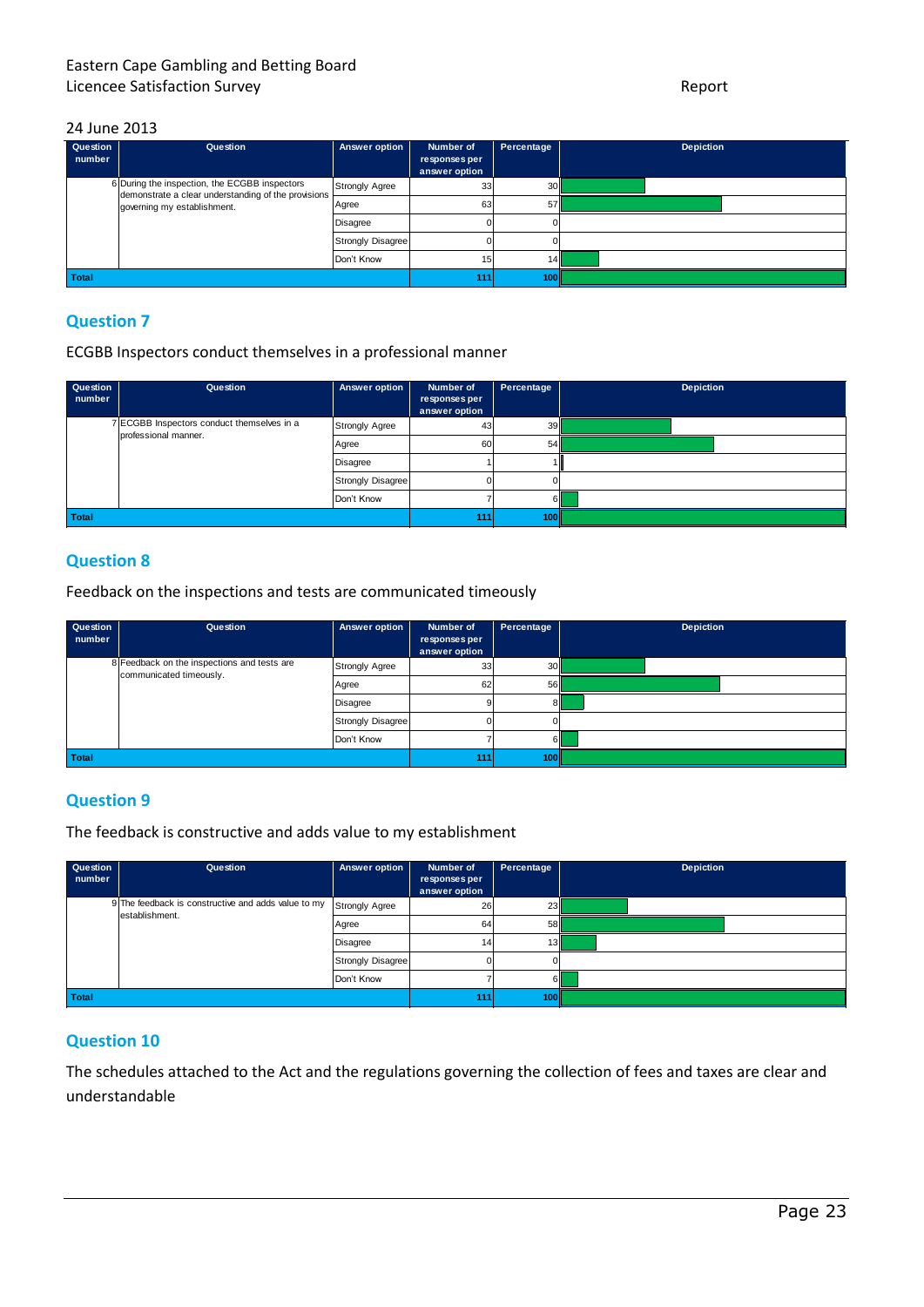24 June 2013

| Question number | Question | Answer option | Number of responses per answer option | Percentage | Depiction |
|---|---|---|---|---|---|
| 6 | During the inspection, the ECGBB inspectors demonstrate a clear understanding of the provisions governing my establishment. | Strongly Agree | 33 | 30 | |
| | | Agree | 63 | 57 | |
| | | Disagree | 0 | 0 | |
| | | Strongly Disagree | 0 | 0 | |
| | | Don't Know | 15 | 14 | |
| Total | | | 111 | 100 | |

## Question 7

ECGBB Inspectors conduct themselves in a professional manner

| Question number | Question | Answer option | Number of responses per answer option | Percentage | Depiction |
|---|---|---|---|---|---|
| 7 | ECGBB Inspectors conduct themselves in a professional manner. | Strongly Agree | 43 | 39 | |
| | | Agree | 60 | 54 | |
| | | Disagree | 1 | 1 | |
| | | Strongly Disagree | 0 | 0 | |
| | | Don't Know | 7 | 6 | |
| Total | | | 111 | 100 | |

## Question 8

Feedback on the inspections and tests are communicated timeously

| Question number | Question | Answer option | Number of responses per answer option | Percentage | Depiction |
|---|---|---|---|---|---|
| 8 | Feedback on the inspections and tests are communicated timeously. | Strongly Agree | 33 | 30 | |
| | | Agree | 62 | 56 | |
| | | Disagree | 9 | 8 | |
| | | Strongly Disagree | 0 | 0 | |
| | | Don't Know | 7 | 6 | |
| Total | | | 111 | 100 | |

## Question 9

The feedback is constructive and adds value to my establishment

| Question number | Question | Answer option | Number of responses per answer option | Percentage | Depiction |
|---|---|---|---|---|---|
| 9 | The feedback is constructive and adds value to my establishment. | Strongly Agree | 26 | 23 | |
| | | Agree | 64 | 58 | |
| | | Disagree | 14 | 13 | |
| | | Strongly Disagree | 0 | 0 | |
| | | Don't Know | 7 | 6 | |
| Total | | | 111 | 100 | |

## Question 10

The schedules attached to the Act and the regulations governing the collection of fees and taxes are clear and understandable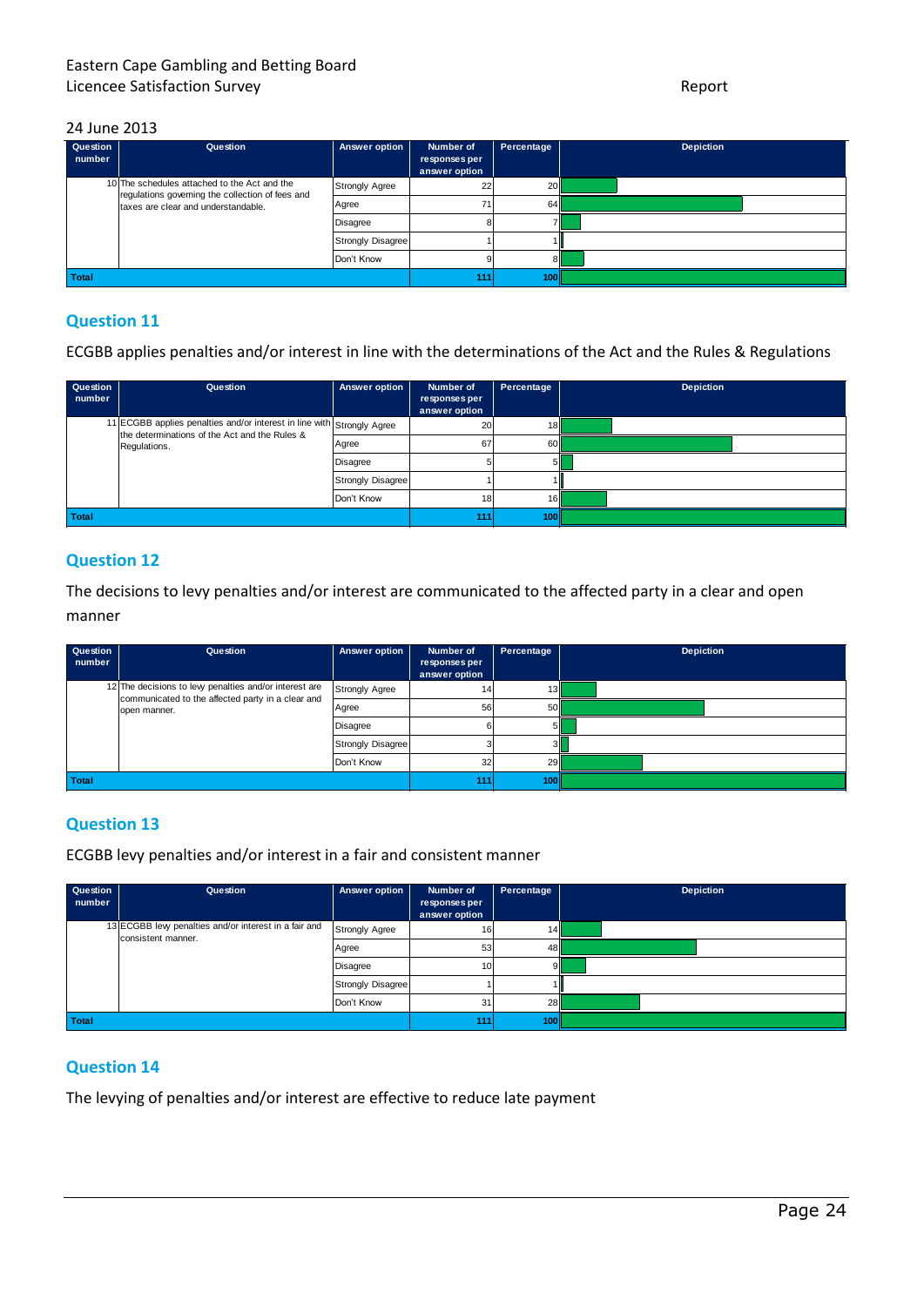24 June 2013

| Question number | Question | Answer option | Number of responses per answer option | Percentage | Depiction |
|---|---|---|---|---|---|
| 10 | The schedules attached to the Act and the regulations governing the collection of fees and taxes are clear and understandable. | Strongly Agree | 22 | 20 | |
| | | Agree | 71 | 64 | |
| | | Disagree | 8 | 7 | |
| | | Strongly Disagree | 1 | 1 | |
| | | Don't Know | 9 | 8 | |
| Total | | | 111 | 100 | |

## Question 11

ECGBB applies penalties and/or interest in line with the determinations of the Act and the Rules & Regulations

| Question number | Question | Answer option | Number of responses per answer option | Percentage | Depiction |
|---|---|---|---|---|---|
| 11 | ECGBB applies penalties and/or interest in line with the determinations of the Act and the Rules & Regulations. | Strongly Agree | 20 | 18 | |
| | | Agree | 67 | 60 | |
| | | Disagree | 5 | 5 | |
| | | Strongly Disagree | 1 | 1 | |
| | | Don't Know | 18 | 16 | |
| Total | | | 111 | 100 | |

## Question 12

The decisions to levy penalties and/or interest are communicated to the affected party in a clear and open manner

| Question number | Question | Answer option | Number of responses per answer option | Percentage | Depiction |
|---|---|---|---|---|---|
| 12 | The decisions to levy penalties and/or interest are communicated to the affected party in a clear and open manner. | Strongly Agree | 14 | 13 | |
| | | Agree | 56 | 50 | |
| | | Disagree | 6 | 5 | |
| | | Strongly Disagree | 3 | 3 | |
| | | Don't Know | 32 | 29 | |
| Total | | | 111 | 100 | |

## Question 13

ECGBB levy penalties and/or interest in a fair and consistent manner

| Question number | Question | Answer option | Number of responses per answer option | Percentage | Depiction |
|---|---|---|---|---|---|
| 13 | ECGBB levy penalties and/or interest in a fair and consistent manner. | Strongly Agree | 16 | 14 | |
| | | Agree | 53 | 48 | |
| | | Disagree | 10 | 9 | |
| | | Strongly Disagree | 1 | 1 | |
| | | Don't Know | 31 | 28 | |
| Total | | | 111 | 100 | |

## Question 14

The levying of penalties and/or interest are effective to reduce late payment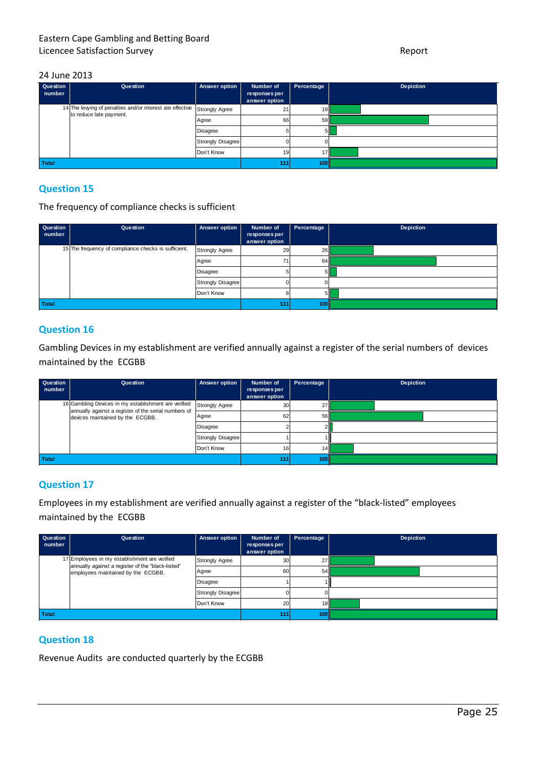24 June 2013

| Question number | Question | Answer option | Number of responses per answer option | Percentage | Depiction |
|---|---|---|---|---|---|
| 14 | The levying of penalties and/or interest are effective to reduce late payment. | Strongly Agree | 21 | 19 | |
| | | Agree | 66 | 59 | |
| | | Disagree | 5 | 5 | |
| | | Strongly Disagree | 0 | 0 | |
| | | Don't Know | 19 | 17 | |
| Total | | | 111 | 100 | |

## Question 15

The frequency of compliance checks is sufficient

| Question number | Question | Answer option | Number of responses per answer option | Percentage | Depiction |
|---|---|---|---|---|---|
| 15 | The frequency of compliance checks is sufficient. | Strongly Agree | 29 | 26 | |
| | | Agree | 71 | 64 | |
| | | Disagree | 5 | 5 | |
| | | Strongly Disagree | 0 | 0 | |
| | | Don't Know | 6 | 5 | |
| Total | | | 111 | 100 | |

## Question 16

Gambling Devices in my establishment are verified annually against a register of the serial numbers of devices maintained by the ECGBB

| Question number | Question | Answer option | Number of responses per answer option | Percentage | Depiction |
|---|---|---|---|---|---|
| 16 | Gambling Devices in my establishment are verified annually against a register of the serial numbers of devices maintained by the ECGBB. | Strongly Agree | 30 | 27 | |
| | | Agree | 62 | 56 | |
| | | Disagree | 2 | 2 | |
| | | Strongly Disagree | 1 | 1 | |
| | | Don't Know | 16 | 14 | |
| Total | | | 111 | 100 | |

## Question 17

Employees in my establishment are verified annually against a register of the "black-listed" employees maintained by the ECGBB

| Question number | Question | Answer option | Number of responses per answer option | Percentage | Depiction |
|---|---|---|---|---|---|
| 17 | Employees in my establishment are verified annually against a register of the "black-listed" employees maintained by the ECGBB. | Strongly Agree | 30 | 27 | |
| | | Agree | 60 | 54 | |
| | | Disagree | 1 | 1 | |
| | | Strongly Disagree | 0 | 0 | |
| | | Don't Know | 20 | 18 | |
| Total | | | 111 | 100 | |

## Question 18

Revenue Audits are conducted quarterly by the ECGBB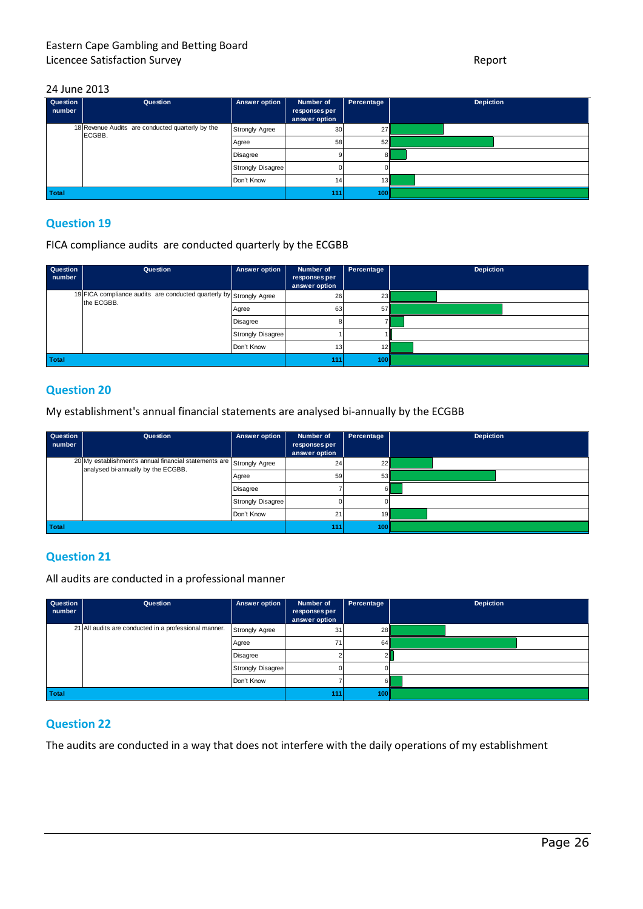24 June 2013

| Question number | Question | Answer option | Number of responses per answer option | Percentage | Depiction |
|---|---|---|---|---|---|
| 18 | Revenue Audits are conducted quarterly by the ECGBB. | Strongly Agree | 30 | 27 | |
| | | Agree | 58 | 52 | |
| | | Disagree | 9 | 8 | |
| | | Strongly Disagree | 0 | 0 | |
| | | Don't Know | 14 | 13 | |
| Total | | | 111 | 100 | |

## Question 19

FICA compliance audits are conducted quarterly by the ECGBB

| Question number | Question | Answer option | Number of responses per answer option | Percentage | Depiction |
|---|---|---|---|---|---|
| 19 | FICA compliance audits are conducted quarterly by the ECGBB. | Strongly Agree | 26 | 23 | |
| | | Agree | 63 | 57 | |
| | | Disagree | 8 | 7 | |
| | | Strongly Disagree | 1 | 1 | |
| | | Don't Know | 13 | 12 | |
| Total | | | 111 | 100 | |

## Question 20

My establishment's annual financial statements are analysed bi-annually by the ECGBB

| Question number | Question | Answer option | Number of responses per answer option | Percentage | Depiction |
|---|---|---|---|---|---|
| 20 | My establishment's annual financial statements are analysed bi-annually by the ECGBB. | Strongly Agree | 24 | 22 | |
| | | Agree | 59 | 53 | |
| | | Disagree | 7 | 6 | |
| | | Strongly Disagree | 0 | 0 | |
| | | Don't Know | 21 | 19 | |
| Total | | | 111 | 100 | |

## Question 21

All audits are conducted in a professional manner

| Question number | Question | Answer option | Number of responses per answer option | Percentage | Depiction |
|---|---|---|---|---|---|
| 21 | All audits are conducted in a professional manner. | Strongly Agree | 31 | 28 | |
| | | Agree | 71 | 64 | |
| | | Disagree | 2 | 2 | |
| | | Strongly Disagree | 0 | 0 | |
| | | Don't Know | 7 | 6 | |
| Total | | | 111 | 100 | |

## Question 22

The audits are conducted in a way that does not interfere with the daily operations of my establishment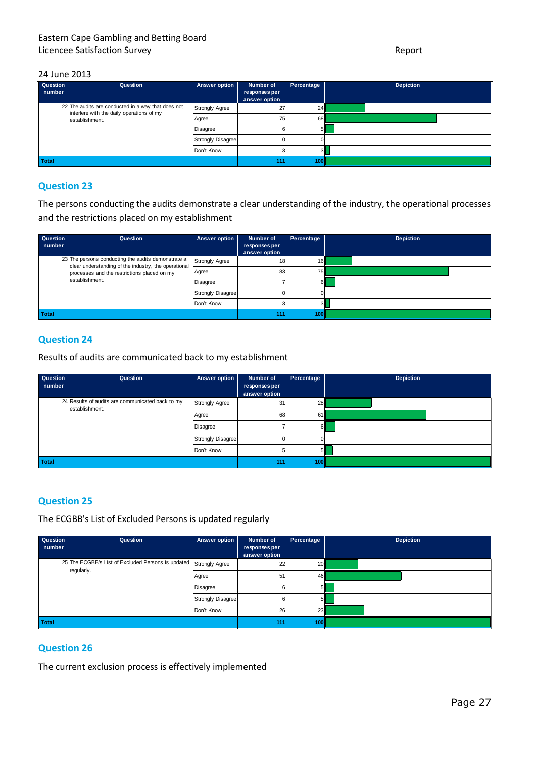24 June 2013

| Question number | Question | Answer option | Number of responses per answer option | Percentage | Depiction |
|---|---|---|---|---|---|
| 22 | The audits are conducted in a way that does not interfere with the daily operations of my establishment. | Strongly Agree | 27 | 24 | |
| | | Agree | 75 | 68 | |
| | | Disagree | 6 | 5 | |
| | | Strongly Disagree | 0 | 0 | |
| | | Don't Know | 3 | 3 | |
| Total | | | 111 | 100 | |

## Question 23

The persons conducting the audits demonstrate a clear understanding of the industry, the operational processes and the restrictions placed on my establishment

| Question number | Question | Answer option | Number of responses per answer option | Percentage | Depiction |
|---|---|---|---|---|---|
| 23 | The persons conducting the audits demonstrate a clear understanding of the industry, the operational processes and the restrictions placed on my establishment. | Strongly Agree | 18 | 16 | |
| | | Agree | 83 | 75 | |
| | | Disagree | 7 | 6 | |
| | | Strongly Disagree | 0 | 0 | |
| | | Don't Know | 3 | 3 | |
| Total | | | 111 | 100 | |

## Question 24

Results of audits are communicated back to my establishment

| Question number | Question | Answer option | Number of responses per answer option | Percentage | Depiction |
|---|---|---|---|---|---|
| 24 | Results of audits are communicated back to my establishment. | Strongly Agree | 31 | 28 | |
| | | Agree | 68 | 61 | |
| | | Disagree | 7 | 6 | |
| | | Strongly Disagree | 0 | 0 | |
| | | Don't Know | 5 | 5 | |
| Total | | | 111 | 100 | |

## Question 25

The ECGBB's List of Excluded Persons is updated regularly

| Question number | Question | Answer option | Number of responses per answer option | Percentage | Depiction |
|---|---|---|---|---|---|
| 25 | The ECGBB's List of Excluded Persons is updated regularly. | Strongly Agree | 22 | 20 | |
| | | Agree | 51 | 46 | |
| | | Disagree | 6 | 5 | |
| | | Strongly Disagree | 6 | 5 | |
| | | Don't Know | 26 | 23 | |
| Total | | | 111 | 100 | |

## Question 26

The current exclusion process is effectively implemented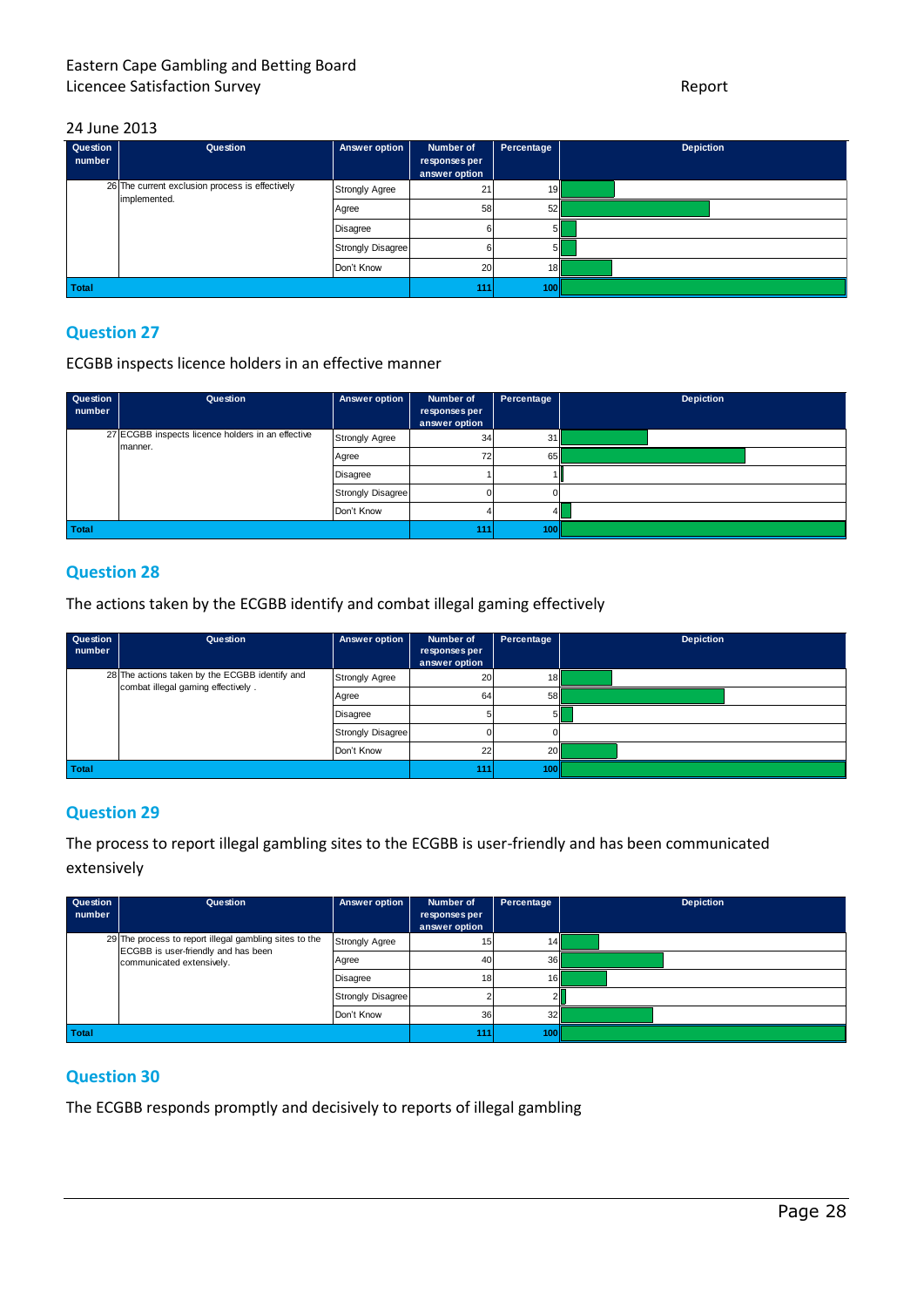24 June 2013

| Question number | Question | Answer option | Number of responses per answer option | Percentage | Depiction |
|---|---|---|---|---|---|
| 26 | The current exclusion process is effectively implemented. | Strongly Agree | 21 | 19 | |
| | | Agree | 58 | 52 | |
| | | Disagree | 6 | 5 | |
| | | Strongly Disagree | 6 | 5 | |
| | | Don't Know | 20 | 18 | |
| Total | | | 111 | 100 | |

## Question 27

ECGBB inspects licence holders in an effective manner

| Question number | Question | Answer option | Number of responses per answer option | Percentage | Depiction |
|---|---|---|---|---|---|
| 27 | ECGBB inspects licence holders in an effective manner. | Strongly Agree | 34 | 31 | |
| | | Agree | 72 | 65 | |
| | | Disagree | 1 | 1 | |
| | | Strongly Disagree | 0 | 0 | |
| | | Don't Know | 4 | 4 | |
| Total | | | 111 | 100 | |

## Question 28

The actions taken by the ECGBB identify and combat illegal gaming effectively

| Question number | Question | Answer option | Number of responses per answer option | Percentage | Depiction |
|---|---|---|---|---|---|
| 28 | The actions taken by the ECGBB identify and combat illegal gaming effectively . | Strongly Agree | 20 | 18 | |
| | | Agree | 64 | 58 | |
| | | Disagree | 5 | 5 | |
| | | Strongly Disagree | 0 | 0 | |
| | | Don't Know | 22 | 20 | |
| Total | | | 111 | 100 | |

## Question 29

The process to report illegal gambling sites to the ECGBB is user-friendly and has been communicated extensively

| Question number | Question | Answer option | Number of responses per answer option | Percentage | Depiction |
|---|---|---|---|---|---|
| 29 | The process to report illegal gambling sites to the ECGBB is user-friendly and has been communicated extensively. | Strongly Agree | 15 | 14 | |
| | | Agree | 40 | 36 | |
| | | Disagree | 18 | 16 | |
| | | Strongly Disagree | 2 | 2 | |
| | | Don't Know | 36 | 32 | |
| Total | | | 111 | 100 | |

## Question 30

The ECGBB responds promptly and decisively to reports of illegal gambling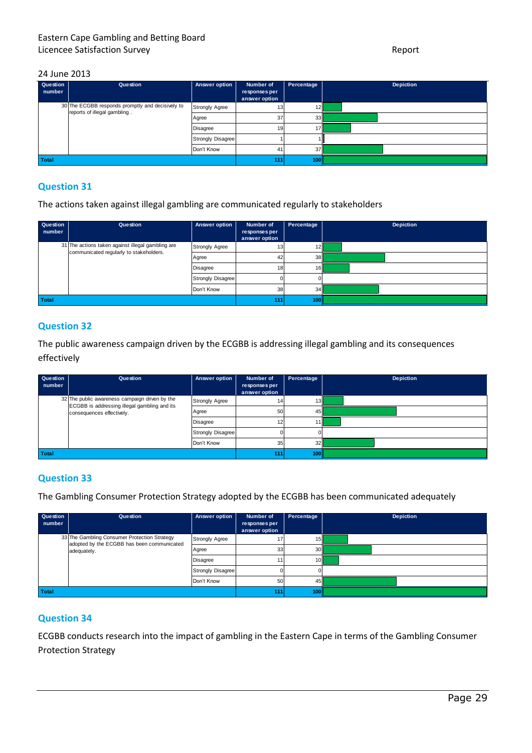24 June 2013

| Question number | Question | Answer option | Number of responses per answer option | Percentage | Depiction |
|---|---|---|---|---|---|
| 30 | The ECGBB responds promptly and decisively to reports of illegal gambling . | Strongly Agree | 13 | 12 | |
| | | Agree | 37 | 33 | |
| | | Disagree | 19 | 17 | |
| | | Strongly Disagree | 1 | 1 | |
| | | Don't Know | 41 | 37 | |
| Total | | | 111 | 100 | |

## Question 31

The actions taken against illegal gambling are communicated regularly to stakeholders

| Question number | Question | Answer option | Number of responses per answer option | Percentage | Depiction |
|---|---|---|---|---|---|
| 31 | The actions taken against illegal gambling are communicated regularly to stakeholders. | Strongly Agree | 13 | 12 | |
| | | Agree | 42 | 38 | |
| | | Disagree | 18 | 16 | |
| | | Strongly Disagree | 0 | 0 | |
| | | Don't Know | 38 | 34 | |
| Total | | | 111 | 100 | |

## Question 32

The public awareness campaign driven by the ECGBB is addressing illegal gambling and its consequences effectively

| Question number | Question | Answer option | Number of responses per answer option | Percentage | Depiction |
|---|---|---|---|---|---|
| 32 | The public awareness campaign driven by the ECGBB is addressing illegal gambling and its consequences effectively. | Strongly Agree | 14 | 13 | |
| | | Agree | 50 | 45 | |
| | | Disagree | 12 | 11 | |
| | | Strongly Disagree | 0 | 0 | |
| | | Don't Know | 35 | 32 | |
| Total | | | 111 | 100 | |

## Question 33

The Gambling Consumer Protection Strategy adopted by the ECGBB has been communicated adequately

| Question number | Question | Answer option | Number of responses per answer option | Percentage | Depiction |
|---|---|---|---|---|---|
| 33 | The Gambling Consumer Protection Strategy adopted by the ECGBB has been communicated adequately. | Strongly Agree | 17 | 15 | |
| | | Agree | 33 | 30 | |
| | | Disagree | 11 | 10 | |
| | | Strongly Disagree | 0 | 0 | |
| | | Don't Know | 50 | 45 | |
| Total | | | 111 | 100 | |

## Question 34

ECGBB conducts research into the impact of gambling in the Eastern Cape in terms of the Gambling Consumer Protection Strategy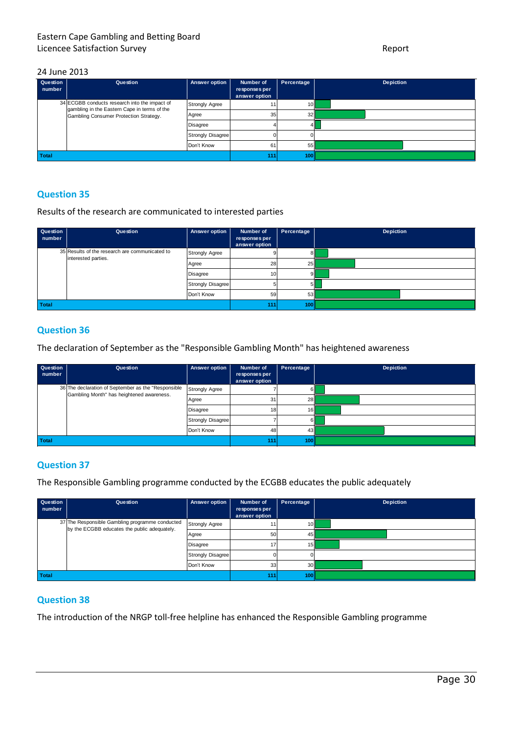24 June 2013

| Question number | Question | Answer option | Number of responses per answer option | Percentage | Depiction |
|---|---|---|---|---|---|
| 34 | ECGBB conducts research into the impact of gambling in the Eastern Cape in terms of the Gambling Consumer Protection Strategy. | Strongly Agree | 11 | 10 | |
| | | Agree | 35 | 32 | |
| | | Disagree | 4 | 4 | |
| | | Strongly Disagree | 0 | 0 | |
| | | Don't Know | 61 | 55 | |
| Total | | | 111 | 100 | |

## Question 35

Results of the research are communicated to interested parties

| Question number | Question | Answer option | Number of responses per answer option | Percentage | Depiction |
|---|---|---|---|---|---|
| 35 | Results of the research are communicated to interested parties. | Strongly Agree | 9 | 8 | |
| | | Agree | 28 | 25 | |
| | | Disagree | 10 | 9 | |
| | | Strongly Disagree | 5 | 5 | |
| | | Don't Know | 59 | 53 | |
| Total | | | 111 | 100 | |

## Question 36

The declaration of September as the "Responsible Gambling Month" has heightened awareness

| Question number | Question | Answer option | Number of responses per answer option | Percentage | Depiction |
|---|---|---|---|---|---|
| 36 | The declaration of September as the "Responsible Gambling Month" has heightened awareness. | Strongly Agree | 7 | 6 | |
| | | Agree | 31 | 28 | |
| | | Disagree | 18 | 16 | |
| | | Strongly Disagree | 7 | 6 | |
| | | Don't Know | 48 | 43 | |
| Total | | | 111 | 100 | |

## Question 37

The Responsible Gambling programme conducted by the ECGBB educates the public adequately

| Question number | Question | Answer option | Number of responses per answer option | Percentage | Depiction |
|---|---|---|---|---|---|
| 37 | The Responsible Gambling programme conducted by the ECGBB educates the public adequately. | Strongly Agree | 11 | 10 | |
| | | Agree | 50 | 45 | |
| | | Disagree | 17 | 15 | |
| | | Strongly Disagree | 0 | 0 | |
| | | Don't Know | 33 | 30 | |
| Total | | | 111 | 100 | |

## Question 38

The introduction of the NRGP toll-free helpline has enhanced the Responsible Gambling programme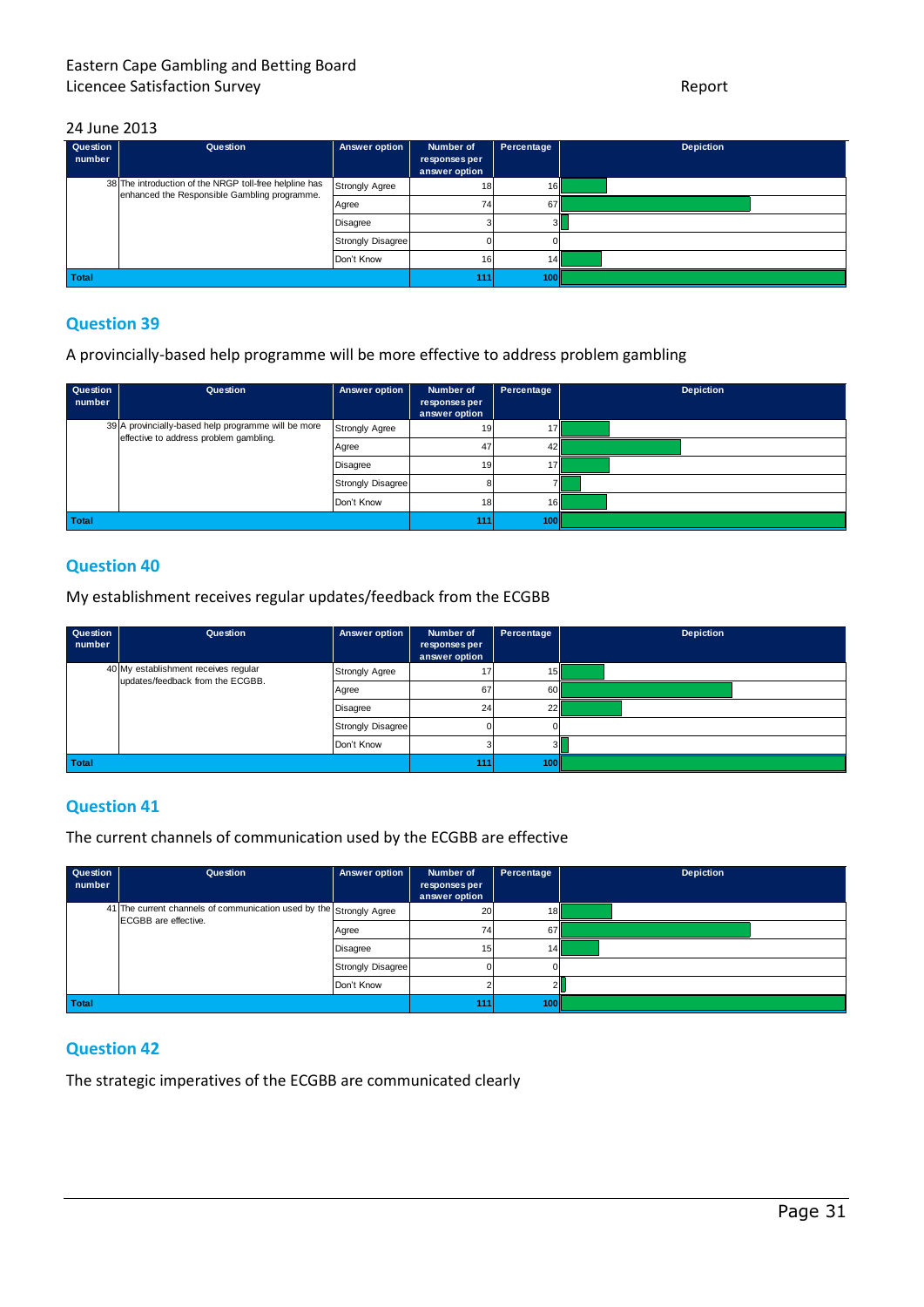24 June 2013

| Question number | Question | Answer option | Number of responses per answer option | Percentage | Depiction |
|---|---|---|---|---|---|
| 38 | The introduction of the NRGP toll-free helpline has enhanced the Responsible Gambling programme. | Strongly Agree | 18 | 16 | |
| | | Agree | 74 | 67 | |
| | | Disagree | 3 | 3 | |
| | | Strongly Disagree | 0 | 0 | |
| | | Don't Know | 16 | 14 | |
| Total | | | 111 | 100 | |

## Question 39

A provincially-based help programme will be more effective to address problem gambling

| Question number | Question | Answer option | Number of responses per answer option | Percentage | Depiction |
|---|---|---|---|---|---|
| 39 | A provincially-based help programme will be more effective to address problem gambling. | Strongly Agree | 19 | 17 | |
| | | Agree | 47 | 42 | |
| | | Disagree | 19 | 17 | |
| | | Strongly Disagree | 8 | 7 | |
| | | Don't Know | 18 | 16 | |
| Total | | | 111 | 100 | |

## Question 40

My establishment receives regular updates/feedback from the ECGBB

| Question number | Question | Answer option | Number of responses per answer option | Percentage | Depiction |
|---|---|---|---|---|---|
| 40 | My establishment receives regular updates/feedback from the ECGBB. | Strongly Agree | 17 | 15 | |
| | | Agree | 67 | 60 | |
| | | Disagree | 24 | 22 | |
| | | Strongly Disagree | 0 | 0 | |
| | | Don't Know | 3 | 3 | |
| Total | | | 111 | 100 | |

## Question 41

The current channels of communication used by the ECGBB are effective

| Question number | Question | Answer option | Number of responses per answer option | Percentage | Depiction |
|---|---|---|---|---|---|
| 41 | The current channels of communication used by the ECGBB are effective. | Strongly Agree | 20 | 18 | |
| | | Agree | 74 | 67 | |
| | | Disagree | 15 | 14 | |
| | | Strongly Disagree | 0 | 0 | |
| | | Don't Know | 2 | 2 | |
| Total | | | 111 | 100 | |

## Question 42

The strategic imperatives of the ECGBB are communicated clearly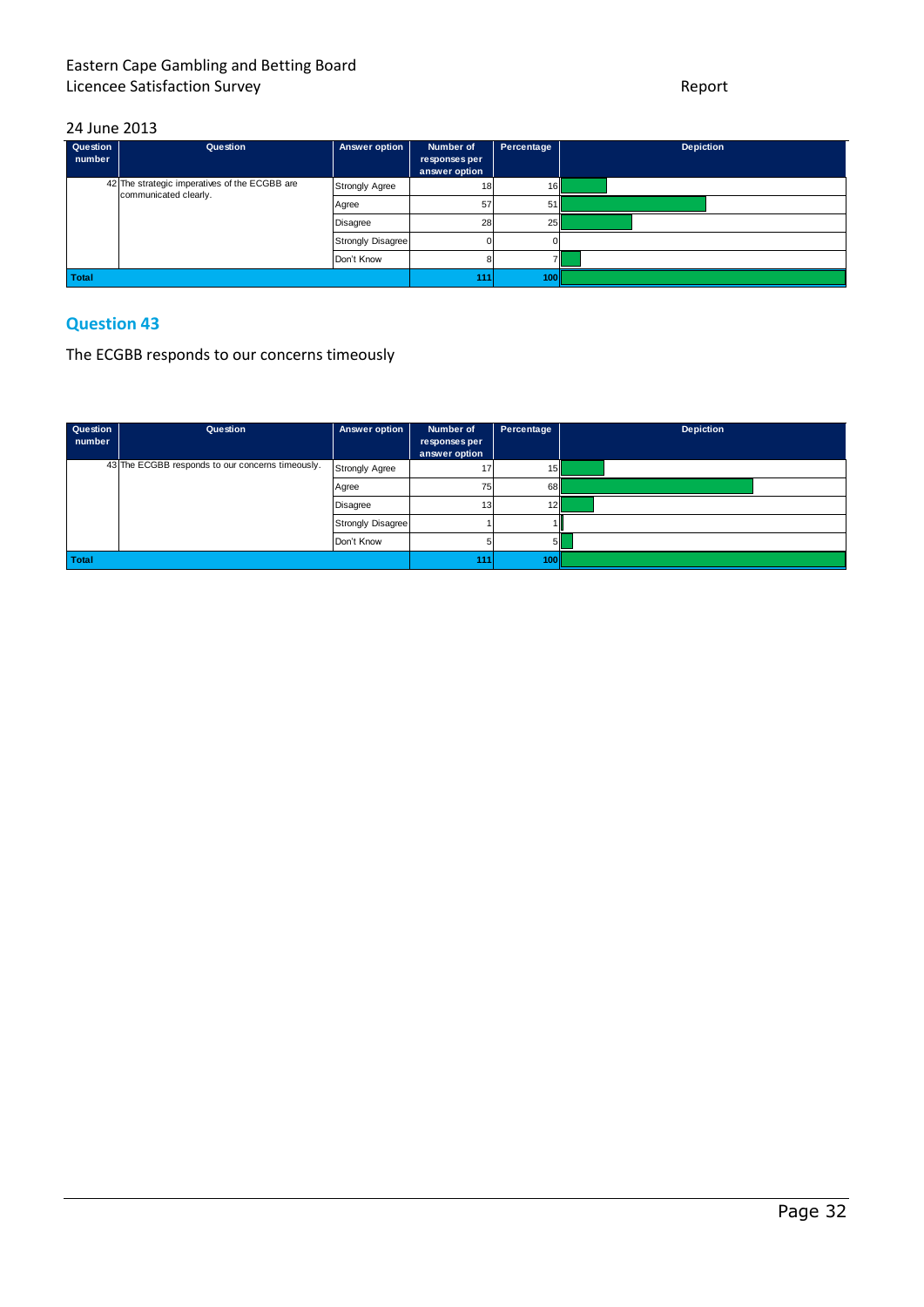24 June 2013

| Question number | Question | Answer option | Number of responses per answer option | Percentage | Depiction |
| --- | --- | --- | --- | --- | --- |
| 42 | The strategic imperatives of the ECGBB are communicated clearly. | Strongly Agree | 18 | 16 | |
| | | Agree | 57 | 51 | |
| | | Disagree | 28 | 25 | |
| | | Strongly Disagree | 0 | 0 | |
| | | Don't Know | 8 | 7 | |
| **Total** | | | **111** | **100** | |

## Question 43

The ECGBB responds to our concerns timeously

| Question number | Question | Answer option | Number of responses per answer option | Percentage | Depiction |
| --- | --- | --- | --- | --- | --- |
| 43 | The ECGBB responds to our concerns timeously. | Strongly Agree | 17 | 15 | |
| | | Agree | 75 | 68 | |
| | | Disagree | 13 | 12 | |
| | | Strongly Disagree | 1 | 1 | |
| | | Don't Know | 5 | 5 | |
| **Total** | | | **111** | **100** | |